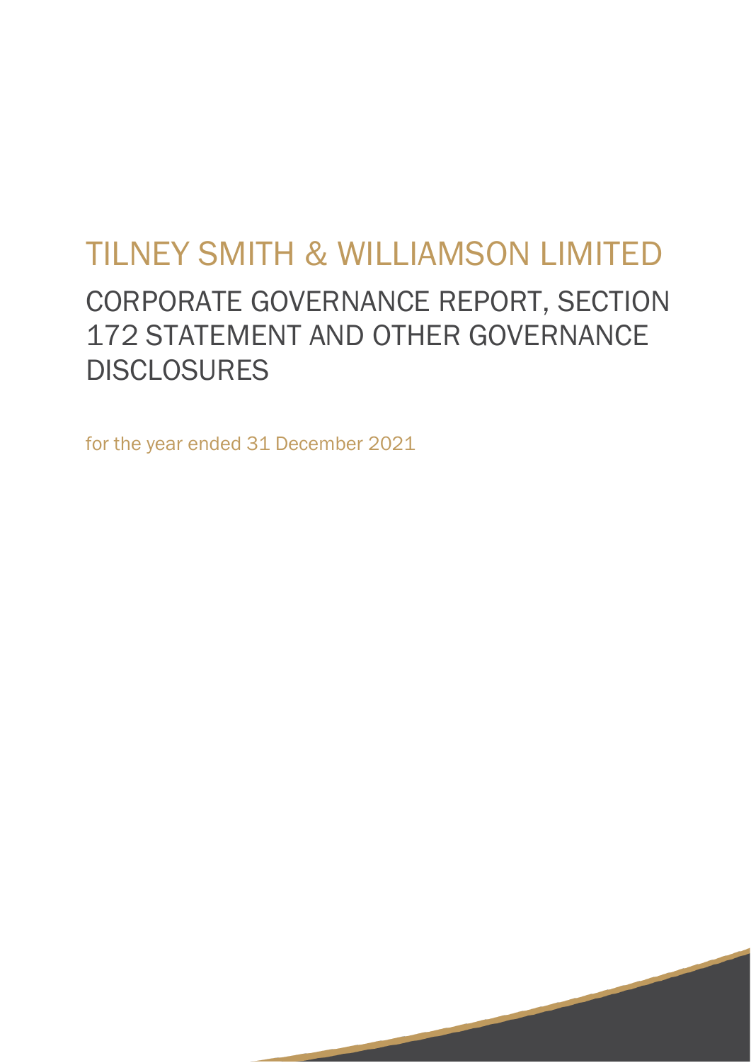# TILNEY SMITH & WILLIAMSON LIMITED

## CORPORATE GOVERNANCE REPORT, SECTION 172 STATEMENT AND OTHER GOVERNANCE DISCLOSURES

for the year ended 31 December 2021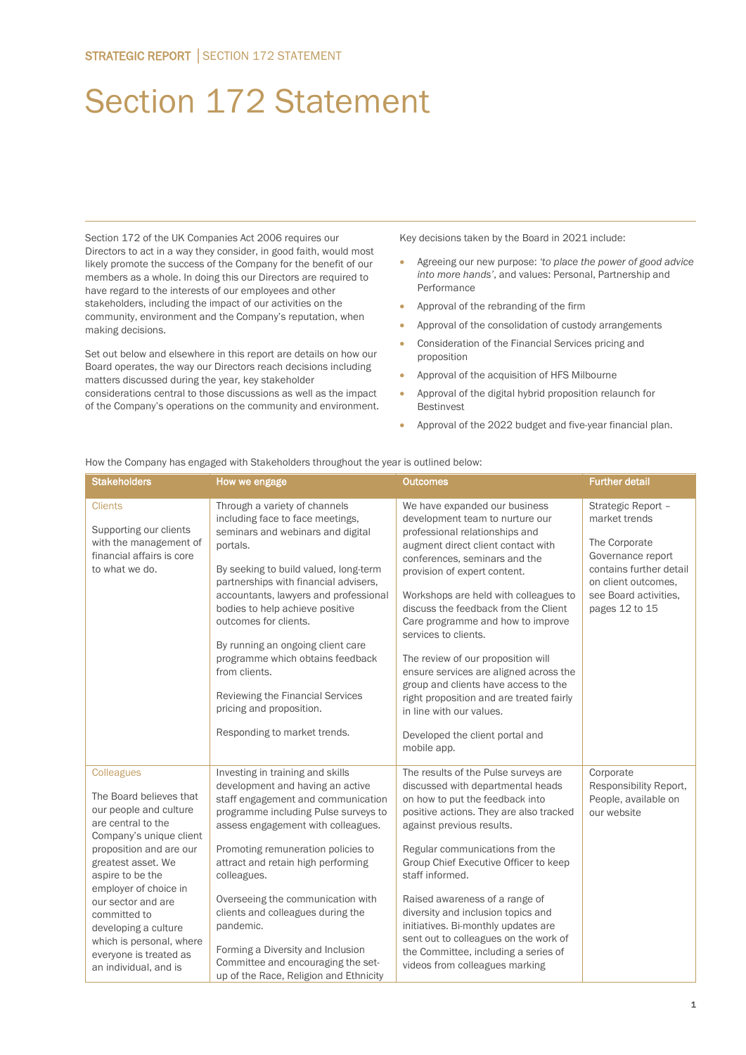# Section 172 Statement

Section 172 of the UK Companies Act 2006 requires our Directors to act in a way they consider, in good faith, would most likely promote the success of the Company for the benefit of our members as a whole. In doing this our Directors are required to have regard to the interests of our employees and other stakeholders, including the impact of our activities on the community, environment and the Company's reputation, when making decisions.

Set out below and elsewhere in this report are details on how our Board operates, the way our Directors reach decisions including matters discussed during the year, key stakeholder considerations central to those discussions as well as the impact of the Company's operations on the community and environment.

Key decisions taken by the Board in 2021 include:

- Agreeing our new purpose: *'to place the power of good advice into more hands'*, and values: Personal, Partnership and Performance
- Approval of the rebranding of the firm
- Approval of the consolidation of custody arrangements
- Consideration of the Financial Services pricing and proposition
- Approval of the acquisition of HFS Milbourne
- Approval of the digital hybrid proposition relaunch for Bestinvest
- Approval of the 2022 budget and five-year financial plan.

How the Company has engaged with Stakeholders throughout the year is outlined below:

| Stakeholders | How we engage | Outcomes | Further detail |
|---|---|---|---|
| Clients<br><br>Supporting our clients with the management of financial affairs is core to what we do. | Through a variety of channels including face to face meetings, seminars and webinars and digital portals.<br><br>By seeking to build valued, long-term partnerships with financial advisers, accountants, lawyers and professional bodies to help achieve positive outcomes for clients.<br><br>By running an ongoing client care programme which obtains feedback from clients.<br><br>Reviewing the Financial Services pricing and proposition.<br><br>Responding to market trends. | We have expanded our business development team to nurture our professional relationships and augment direct client contact with conferences, seminars and the provision of expert content.<br><br>Workshops are held with colleagues to discuss the feedback from the Client Care programme and how to improve services to clients.<br><br>The review of our proposition will ensure services are aligned across the group and clients have access to the right proposition and are treated fairly in line with our values.<br><br>Developed the client portal and mobile app. | Strategic Report – market trends<br><br>The Corporate Governance report contains further detail on client outcomes, see Board activities, pages 12 to 15 |
| Colleagues<br><br>The Board believes that our people and culture are central to the Company's unique client proposition and are our greatest asset. We aspire to be the employer of choice in our sector and are committed to developing a culture which is personal, where everyone is treated as an individual, and is | Investing in training and skills development and having an active staff engagement and communication programme including Pulse surveys to assess engagement with colleagues.<br><br>Promoting remuneration policies to attract and retain high performing colleagues.<br><br>Overseeing the communication with clients and colleagues during the pandemic.<br><br>Forming a Diversity and Inclusion Committee and encouraging the set-up of the Race, Religion and Ethnicity | The results of the Pulse surveys are discussed with departmental heads on how to put the feedback into positive actions. They are also tracked against previous results.<br><br>Regular communications from the Group Chief Executive Officer to keep staff informed.<br><br>Raised awareness of a range of diversity and inclusion topics and initiatives. Bi-monthly updates are sent out to colleagues on the work of the Committee, including a series of videos from colleagues marking | Corporate Responsibility Report, People, available on our website |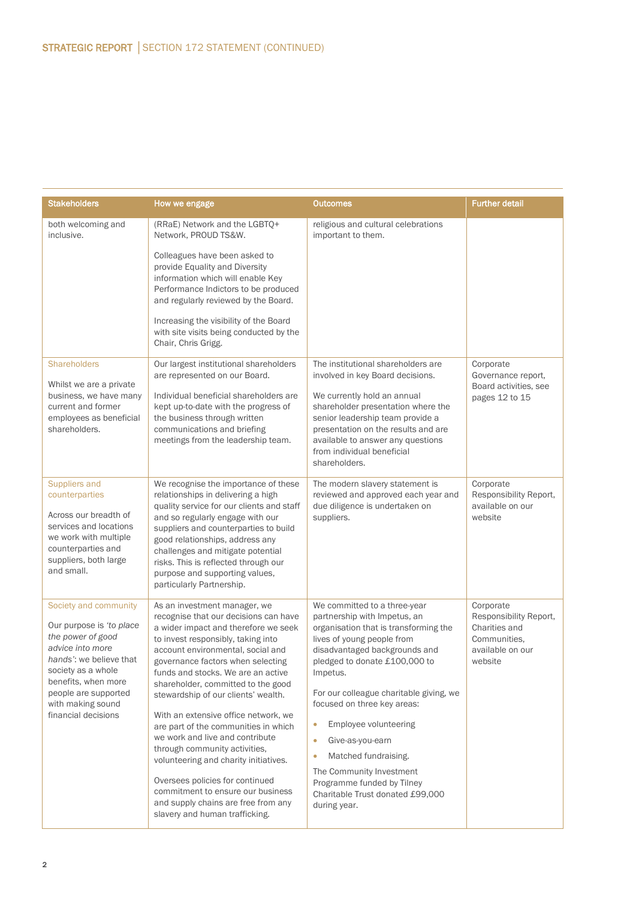## STRATEGIC REPORT | SECTION 172 STATEMENT (CONTINUED)

| Stakeholders | How we engage | Outcomes | Further detail |
|---|---|---|---|
| both welcoming and inclusive. | (RRaE) Network and the LGBTQ+ Network, PROUD TS&W.<br><br>Colleagues have been asked to provide Equality and Diversity information which will enable Key Performance Indictors to be produced and regularly reviewed by the Board.<br><br>Increasing the visibility of the Board with site visits being conducted by the Chair, Chris Grigg. | religious and cultural celebrations important to them. | |
| Shareholders<br><br>Whilst we are a private business, we have many current and former employees as beneficial shareholders. | Our largest institutional shareholders are represented on our Board.<br><br>Individual beneficial shareholders are kept up-to-date with the progress of the business through written communications and briefing meetings from the leadership team. | The institutional shareholders are involved in key Board decisions.<br><br>We currently hold an annual shareholder presentation where the senior leadership team provide a presentation on the results and are available to answer any questions from individual beneficial shareholders. | Corporate Governance report, Board activities, see pages 12 to 15 |
| Suppliers and counterparties<br><br>Across our breadth of services and locations we work with multiple counterparties and suppliers, both large and small. | We recognise the importance of these relationships in delivering a high quality service for our clients and staff and so regularly engage with our suppliers and counterparties to build good relationships, address any challenges and mitigate potential risks. This is reflected through our purpose and supporting values, particularly Partnership. | The modern slavery statement is reviewed and approved each year and due diligence is undertaken on suppliers. | Corporate Responsibility Report, available on our website |
| Society and community<br><br>Our purpose is *'to place the power of good advice into more hands'*: we believe that society as a whole benefits, when more people are supported with making sound financial decisions | As an investment manager, we recognise that our decisions can have a wider impact and therefore we seek to invest responsibly, taking into account environmental, social and governance factors when selecting funds and stocks. We are an active shareholder, committed to the good stewardship of our clients' wealth.<br><br>With an extensive office network, we are part of the communities in which we work and live and contribute through community activities, volunteering and charity initiatives.<br><br>Oversees policies for continued commitment to ensure our business and supply chains are free from any slavery and human trafficking. | We committed to a three-year partnership with Impetus, an organisation that is transforming the lives of young people from disadvantaged backgrounds and pledged to donate £100,000 to Impetus.<br><br>For our colleague charitable giving, we focused on three key areas:<br>• Employee volunteering<br>• Give-as-you-earn<br>• Matched fundraising.<br><br>The Community Investment Programme funded by Tilney Charitable Trust donated £99,000 during year. | Corporate Responsibility Report, Charities and Communities, available on our website |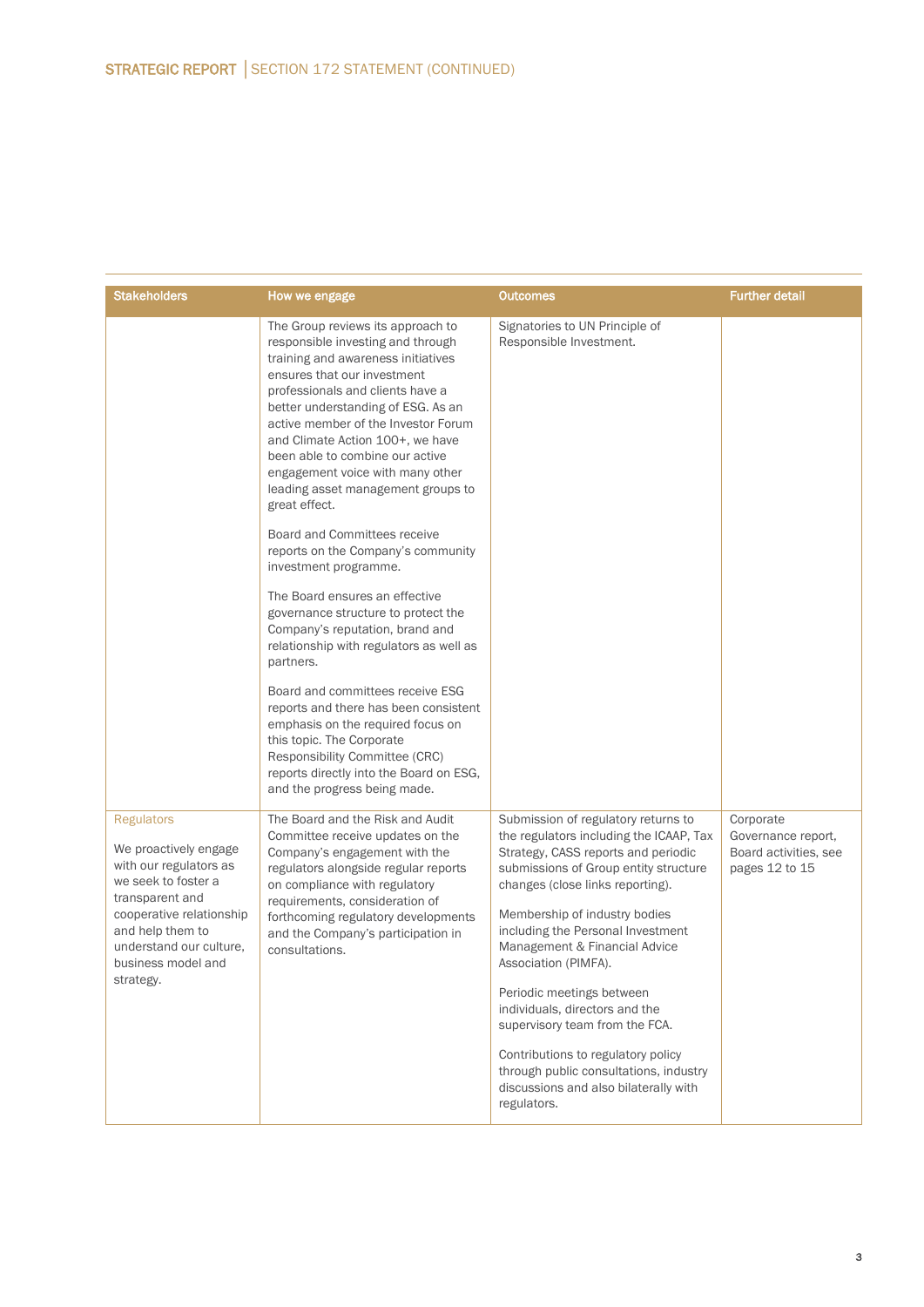## STRATEGIC REPORT | SECTION 172 STATEMENT (CONTINUED)

| Stakeholders | How we engage | Outcomes | Further detail |
|---|---|---|---|
| | The Group reviews its approach to responsible investing and through training and awareness initiatives ensures that our investment professionals and clients have a better understanding of ESG. As an active member of the Investor Forum and Climate Action 100+, we have been able to combine our active engagement voice with many other leading asset management groups to great effect.<br><br>Board and Committees receive reports on the Company's community investment programme.<br><br>The Board ensures an effective governance structure to protect the Company's reputation, brand and relationship with regulators as well as partners.<br><br>Board and committees receive ESG reports and there has been consistent emphasis on the required focus on this topic. The Corporate Responsibility Committee (CRC) reports directly into the Board on ESG, and the progress being made. | Signatories to UN Principle of Responsible Investment. | |
| Regulators<br><br>We proactively engage with our regulators as we seek to foster a transparent and cooperative relationship and help them to understand our culture, business model and strategy. | The Board and the Risk and Audit Committee receive updates on the Company's engagement with the regulators alongside regular reports on compliance with regulatory requirements, consideration of forthcoming regulatory developments and the Company's participation in consultations. | Submission of regulatory returns to the regulators including the ICAAP, Tax Strategy, CASS reports and periodic submissions of Group entity structure changes (close links reporting).<br><br>Membership of industry bodies including the Personal Investment Management & Financial Advice Association (PIMFA).<br><br>Periodic meetings between individuals, directors and the supervisory team from the FCA.<br><br>Contributions to regulatory policy through public consultations, industry discussions and also bilaterally with regulators. | Corporate Governance report, Board activities, see pages 12 to 15 |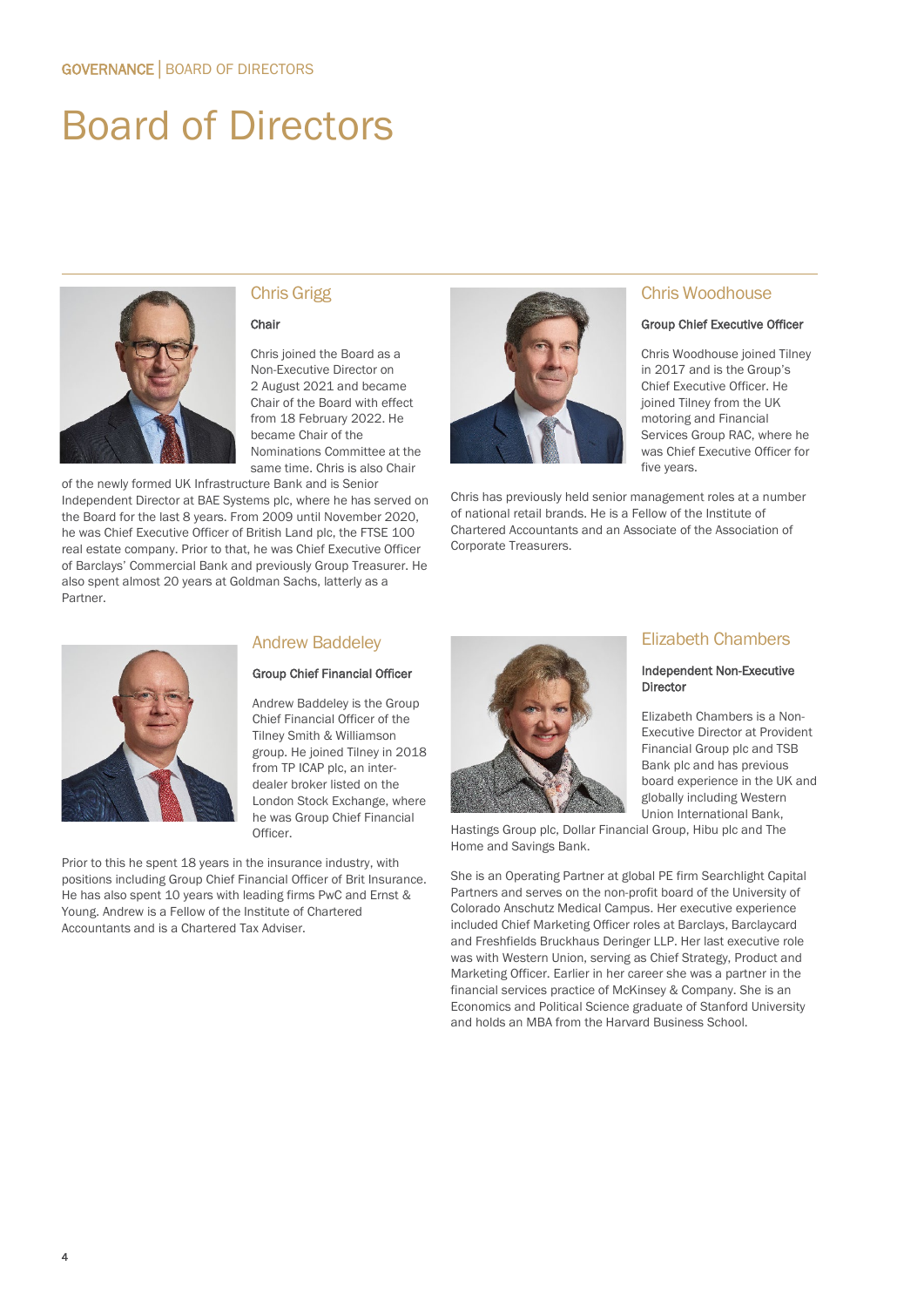# Board of Directors

## Chris Grigg

**Chair**

Chris joined the Board as a Non-Executive Director on 2 August 2021 and became Chair of the Board with effect from 18 February 2022. He became Chair of the Nominations Committee at the same time. Chris is also Chair of the newly formed UK Infrastructure Bank and is Senior Independent Director at BAE Systems plc, where he has served on the Board for the last 8 years. From 2009 until November 2020, he was Chief Executive Officer of British Land plc, the FTSE 100 real estate company. Prior to that, he was Chief Executive Officer of Barclays' Commercial Bank and previously Group Treasurer. He also spent almost 20 years at Goldman Sachs, latterly as a Partner.

## Chris Woodhouse

**Group Chief Executive Officer**

Chris Woodhouse joined Tilney in 2017 and is the Group's Chief Executive Officer. He joined Tilney from the UK motoring and Financial Services Group RAC, where he was Chief Executive Officer for five years.

Chris has previously held senior management roles at a number of national retail brands. He is a Fellow of the Institute of Chartered Accountants and an Associate of the Association of Corporate Treasurers.

## Andrew Baddeley

**Group Chief Financial Officer**

Andrew Baddeley is the Group Chief Financial Officer of the Tilney Smith & Williamson group. He joined Tilney in 2018 from TP ICAP plc, an inter-dealer broker listed on the London Stock Exchange, where he was Group Chief Financial Officer.

Prior to this he spent 18 years in the insurance industry, with positions including Group Chief Financial Officer of Brit Insurance. He has also spent 10 years with leading firms PwC and Ernst & Young. Andrew is a Fellow of the Institute of Chartered Accountants and is a Chartered Tax Adviser.

## Elizabeth Chambers

**Independent Non-Executive Director**

Elizabeth Chambers is a Non-Executive Director at Provident Financial Group plc and TSB Bank plc and has previous board experience in the UK and globally including Western Union International Bank, Hastings Group plc, Dollar Financial Group, Hibu plc and The Home and Savings Bank.

She is an Operating Partner at global PE firm Searchlight Capital Partners and serves on the non-profit board of the University of Colorado Anschutz Medical Campus. Her executive experience included Chief Marketing Officer roles at Barclays, Barclaycard and Freshfields Bruckhaus Deringer LLP. Her last executive role was with Western Union, serving as Chief Strategy, Product and Marketing Officer. Earlier in her career she was a partner in the financial services practice of McKinsey & Company. She is an Economics and Political Science graduate of Stanford University and holds an MBA from the Harvard Business School.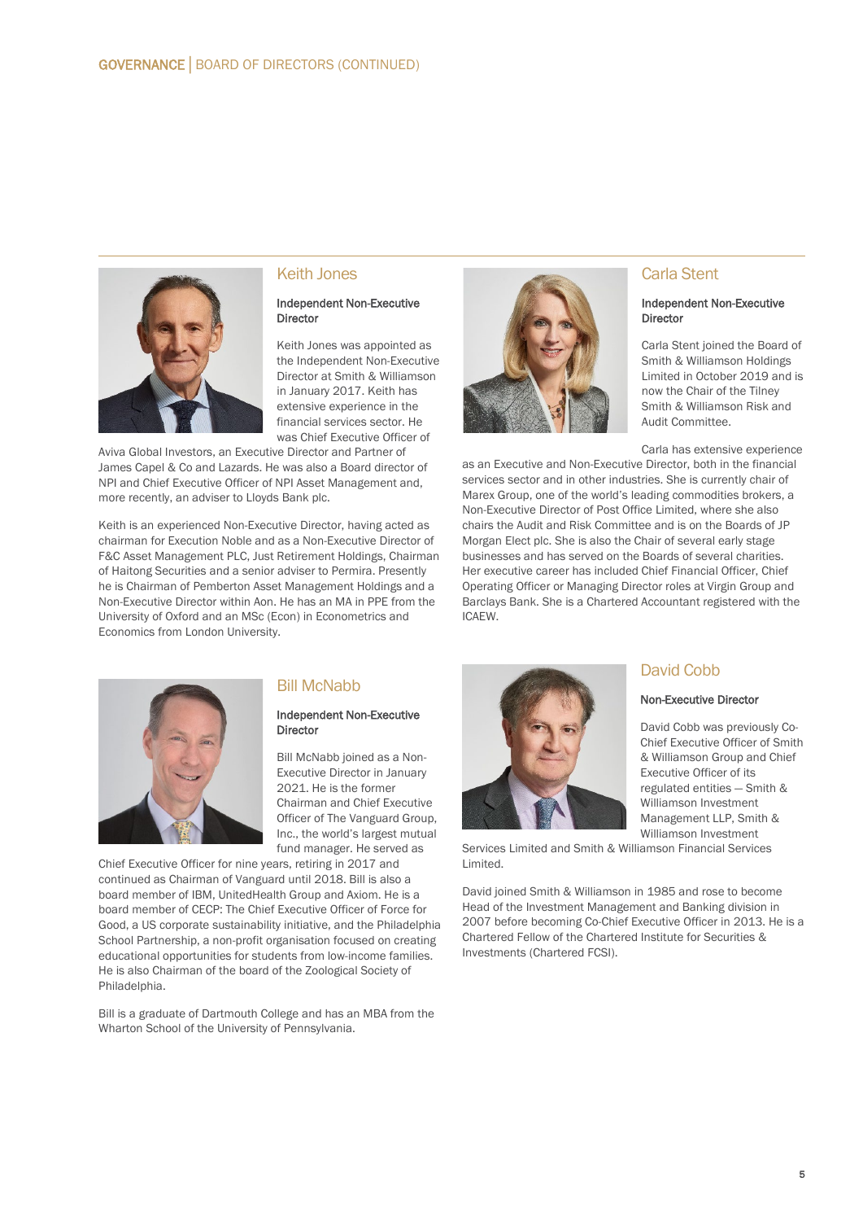## Keith Jones

**Independent Non-Executive Director**

Keith Jones was appointed as the Independent Non-Executive Director at Smith & Williamson in January 2017. Keith has extensive experience in the financial services sector. He was Chief Executive Officer of Aviva Global Investors, an Executive Director and Partner of James Capel & Co and Lazards. He was also a Board director of NPI and Chief Executive Officer of NPI Asset Management and, more recently, an adviser to Lloyds Bank plc.

Keith is an experienced Non-Executive Director, having acted as chairman for Execution Noble and as a Non-Executive Director of F&C Asset Management PLC, Just Retirement Holdings, Chairman of Haitong Securities and a senior adviser to Permira. Presently he is Chairman of Pemberton Asset Management Holdings and a Non-Executive Director within Aon. He has an MA in PPE from the University of Oxford and an MSc (Econ) in Econometrics and Economics from London University.

## Carla Stent

**Independent Non-Executive Director**

Carla Stent joined the Board of Smith & Williamson Holdings Limited in October 2019 and is now the Chair of the Tilney Smith & Williamson Risk and Audit Committee.

Carla has extensive experience as an Executive and Non-Executive Director, both in the financial services sector and in other industries. She is currently chair of Marex Group, one of the world's leading commodities brokers, a Non-Executive Director of Post Office Limited, where she also chairs the Audit and Risk Committee and is on the Boards of JP Morgan Elect plc. She is also the Chair of several early stage businesses and has served on the Boards of several charities. Her executive career has included Chief Financial Officer, Chief Operating Officer or Managing Director roles at Virgin Group and Barclays Bank. She is a Chartered Accountant registered with the ICAEW.

## Bill McNabb

**Independent Non-Executive Director**

Bill McNabb joined as a Non-Executive Director in January 2021. He is the former Chairman and Chief Executive Officer of The Vanguard Group, Inc., the world's largest mutual fund manager. He served as Chief Executive Officer for nine years, retiring in 2017 and continued as Chairman of Vanguard until 2018. Bill is also a board member of IBM, UnitedHealth Group and Axiom. He is a board member of CECP: The Chief Executive Officer of Force for Good, a US corporate sustainability initiative, and the Philadelphia School Partnership, a non-profit organisation focused on creating educational opportunities for students from low-income families. He is also Chairman of the board of the Zoological Society of Philadelphia.

Bill is a graduate of Dartmouth College and has an MBA from the Wharton School of the University of Pennsylvania.

## David Cobb

**Non-Executive Director**

David Cobb was previously Co-Chief Executive Officer of Smith & Williamson Group and Chief Executive Officer of its regulated entities – Smith & Williamson Investment Management LLP, Smith & Williamson Investment Services Limited and Smith & Williamson Financial Services Limited.

David joined Smith & Williamson in 1985 and rose to become Head of the Investment Management and Banking division in 2007 before becoming Co-Chief Executive Officer in 2013. He is a Chartered Fellow of the Chartered Institute for Securities & Investments (Chartered FCSI).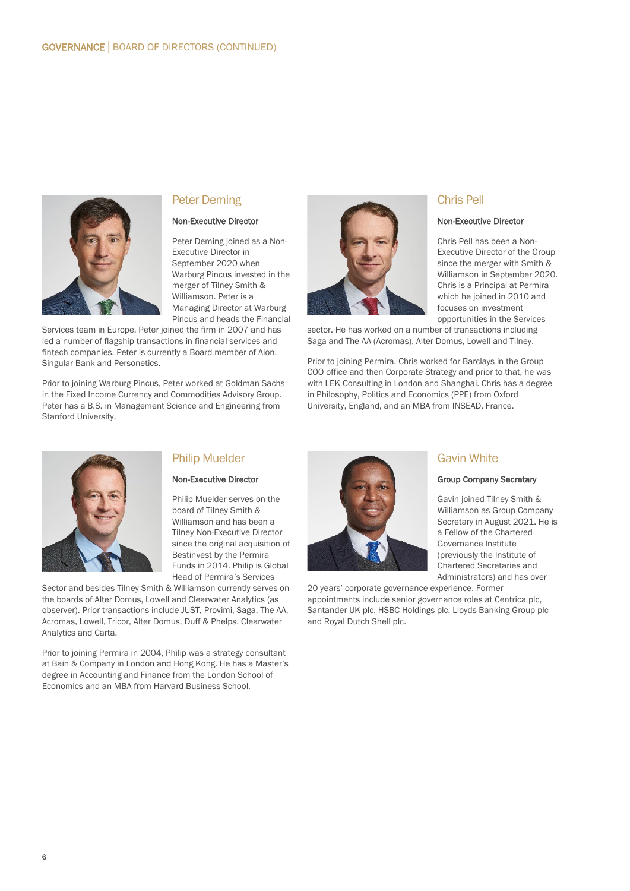## Peter Deming

**Non-Executive Director**

Peter Deming joined as a Non-Executive Director in September 2020 when Warburg Pincus invested in the merger of Tilney Smith & Williamson. Peter is a Managing Director at Warburg Pincus and heads the Financial Services team in Europe. Peter joined the firm in 2007 and has led a number of flagship transactions in financial services and fintech companies. Peter is currently a Board member of Aion, Singular Bank and Personetics.

Prior to joining Warburg Pincus, Peter worked at Goldman Sachs in the Fixed Income Currency and Commodities Advisory Group. Peter has a B.S. in Management Science and Engineering from Stanford University.

## Chris Pell

**Non-Executive Director**

Chris Pell has been a Non-Executive Director of the Group since the merger with Smith & Williamson in September 2020. Chris is a Principal at Permira which he joined in 2010 and focuses on investment opportunities in the Services sector. He has worked on a number of transactions including Saga and The AA (Acromas), Alter Domus, Lowell and Tilney.

Prior to joining Permira, Chris worked for Barclays in the Group COO office and then Corporate Strategy and prior to that, he was with LEK Consulting in London and Shanghai. Chris has a degree in Philosophy, Politics and Economics (PPE) from Oxford University, England, and an MBA from INSEAD, France.

## Philip Muelder

**Non-Executive Director**

Philip Muelder serves on the board of Tilney Smith & Williamson and has been a Tilney Non-Executive Director since the original acquisition of Bestinvest by the Permira Funds in 2014. Philip is Global Head of Permira's Services Sector and besides Tilney Smith & Williamson currently serves on the boards of Alter Domus, Lowell and Clearwater Analytics (as observer). Prior transactions include JUST, Provimi, Saga, The AA, Acromas, Lowell, Tricor, Alter Domus, Duff & Phelps, Clearwater Analytics and Carta.

Prior to joining Permira in 2004, Philip was a strategy consultant at Bain & Company in London and Hong Kong. He has a Master's degree in Accounting and Finance from the London School of Economics and an MBA from Harvard Business School.

## Gavin White

**Group Company Secretary**

Gavin joined Tilney Smith & Williamson as Group Company Secretary in August 2021. He is a Fellow of the Chartered Governance Institute (previously the Institute of Chartered Secretaries and Administrators) and has over 20 years' corporate governance experience. Former appointments include senior governance roles at Centrica plc, Santander UK plc, HSBC Holdings plc, Lloyds Banking Group plc and Royal Dutch Shell plc.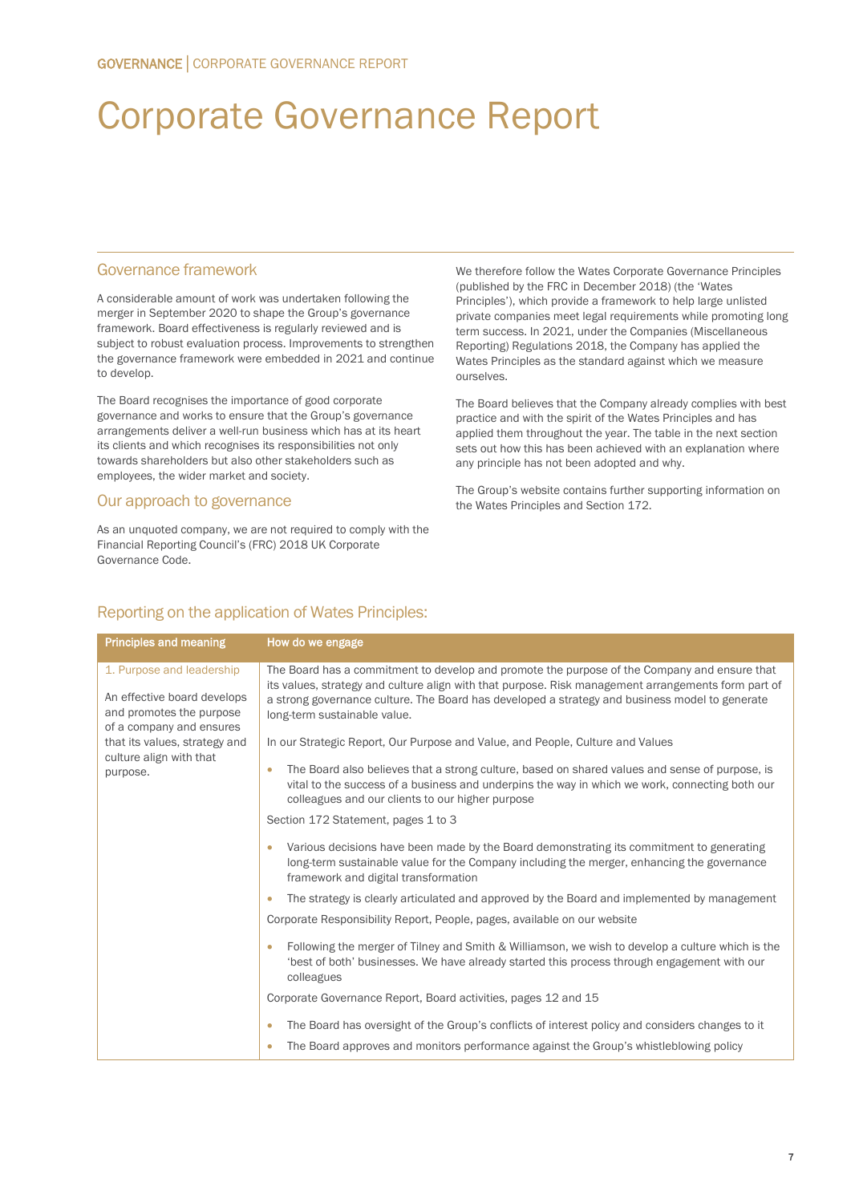# Corporate Governance Report

## Governance framework

A considerable amount of work was undertaken following the merger in September 2020 to shape the Group's governance framework. Board effectiveness is regularly reviewed and is subject to robust evaluation process. Improvements to strengthen the governance framework were embedded in 2021 and continue to develop.

The Board recognises the importance of good corporate governance and works to ensure that the Group's governance arrangements deliver a well-run business which has at its heart its clients and which recognises its responsibilities not only towards shareholders but also other stakeholders such as employees, the wider market and society.

## Our approach to governance

As an unquoted company, we are not required to comply with the Financial Reporting Council's (FRC) 2018 UK Corporate Governance Code.

We therefore follow the Wates Corporate Governance Principles (published by the FRC in December 2018) (the 'Wates Principles'), which provide a framework to help large unlisted private companies meet legal requirements while promoting long term success. In 2021, under the Companies (Miscellaneous Reporting) Regulations 2018, the Company has applied the Wates Principles as the standard against which we measure ourselves.

The Board believes that the Company already complies with best practice and with the spirit of the Wates Principles and has applied them throughout the year. The table in the next section sets out how this has been achieved with an explanation where any principle has not been adopted and why.

The Group's website contains further supporting information on the Wates Principles and Section 172.

## Reporting on the application of Wates Principles:

| Principles and meaning | How do we engage |
|---|---|
| 1. Purpose and leadership<br><br>An effective board develops and promotes the purpose of a company and ensures that its values, strategy and culture align with that purpose. | The Board has a commitment to develop and promote the purpose of the Company and ensure that its values, strategy and culture align with that purpose. Risk management arrangements form part of a strong governance culture. The Board has developed a strategy and business model to generate long-term sustainable value.<br><br>In our Strategic Report, Our Purpose and Value, and People, Culture and Values<br><br>• The Board also believes that a strong culture, based on shared values and sense of purpose, is vital to the success of a business and underpins the way in which we work, connecting both our colleagues and our clients to our higher purpose<br><br>Section 172 Statement, pages 1 to 3<br><br>• Various decisions have been made by the Board demonstrating its commitment to generating long-term sustainable value for the Company including the merger, enhancing the governance framework and digital transformation<br>• The strategy is clearly articulated and approved by the Board and implemented by management<br><br>Corporate Responsibility Report, People, pages, available on our website<br><br>• Following the merger of Tilney and Smith & Williamson, we wish to develop a culture which is the 'best of both' businesses. We have already started this process through engagement with our colleagues<br><br>Corporate Governance Report, Board activities, pages 12 and 15<br><br>• The Board has oversight of the Group's conflicts of interest policy and considers changes to it<br>• The Board approves and monitors performance against the Group's whistleblowing policy |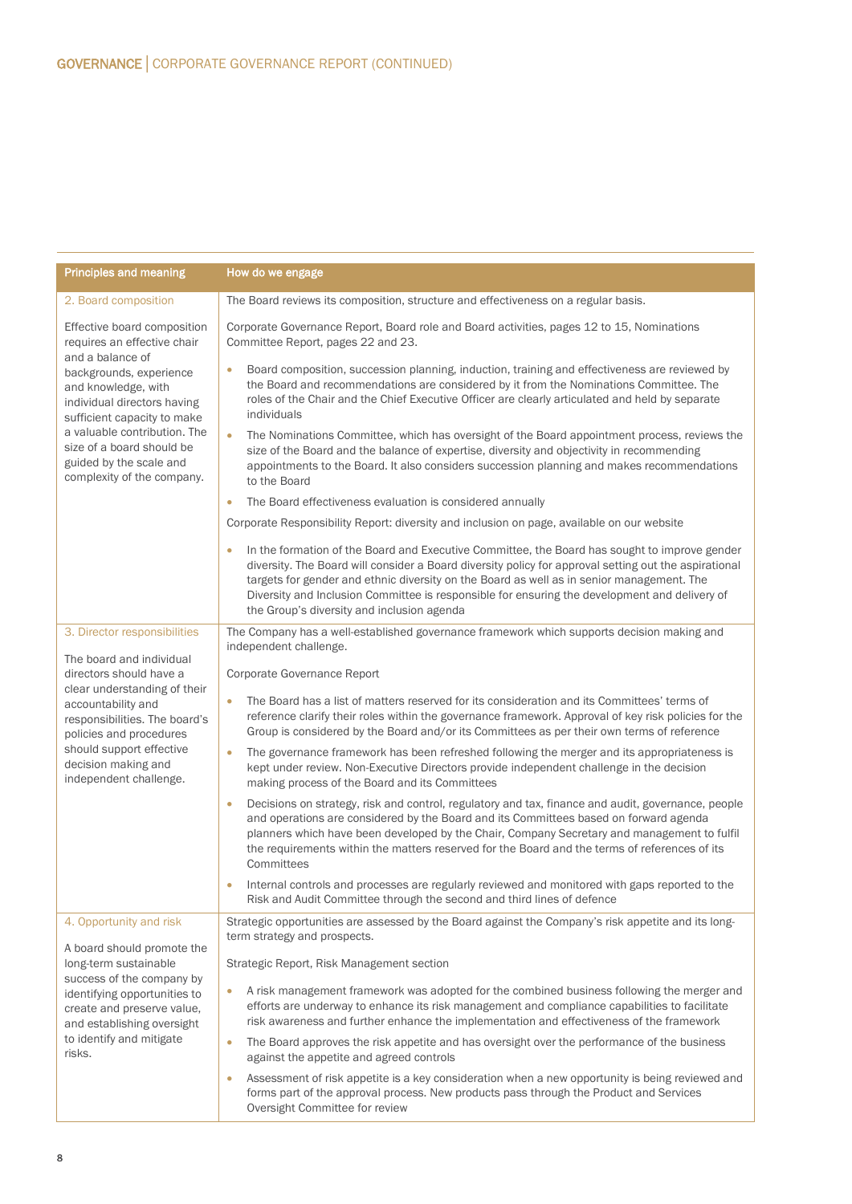| Principles and meaning | How do we engage |
|---|---|
| 2. Board composition<br><br>Effective board composition requires an effective chair and a balance of backgrounds, experience and knowledge, with individual directors having sufficient capacity to make a valuable contribution. The size of a board should be guided by the scale and complexity of the company. | The Board reviews its composition, structure and effectiveness on a regular basis.<br><br>Corporate Governance Report, Board role and Board activities, pages 12 to 15, Nominations Committee Report, pages 22 and 23.<br><br>• Board composition, succession planning, induction, training and effectiveness are reviewed by the Board and recommendations are considered by it from the Nominations Committee. The roles of the Chair and the Chief Executive Officer are clearly articulated and held by separate individuals<br>• The Nominations Committee, which has oversight of the Board appointment process, reviews the size of the Board and the balance of expertise, diversity and objectivity in recommending appointments to the Board. It also considers succession planning and makes recommendations to the Board<br>• The Board effectiveness evaluation is considered annually<br><br>Corporate Responsibility Report: diversity and inclusion on page, available on our website<br><br>• In the formation of the Board and Executive Committee, the Board has sought to improve gender diversity. The Board will consider a Board diversity policy for approval setting out the aspirational targets for gender and ethnic diversity on the Board as well as in senior management. The Diversity and Inclusion Committee is responsible for ensuring the development and delivery of the Group's diversity and inclusion agenda |
| 3. Director responsibilities<br><br>The board and individual directors should have a clear understanding of their accountability and responsibilities. The board's policies and procedures should support effective decision making and independent challenge. | The Company has a well-established governance framework which supports decision making and independent challenge.<br><br>Corporate Governance Report<br><br>• The Board has a list of matters reserved for its consideration and its Committees' terms of reference clarify their roles within the governance framework. Approval of key risk policies for the Group is considered by the Board and/or its Committees as per their own terms of reference<br>• The governance framework has been refreshed following the merger and its appropriateness is kept under review. Non-Executive Directors provide independent challenge in the decision making process of the Board and its Committees<br>• Decisions on strategy, risk and control, regulatory and tax, finance and audit, governance, people and operations are considered by the Board and its Committees based on forward agenda planners which have been developed by the Chair, Company Secretary and management to fulfil the requirements within the matters reserved for the Board and the terms of references of its Committees<br>• Internal controls and processes are regularly reviewed and monitored with gaps reported to the Risk and Audit Committee through the second and third lines of defence |
| 4. Opportunity and risk<br><br>A board should promote the long-term sustainable success of the company by identifying opportunities to create and preserve value, and establishing oversight to identify and mitigate risks. | Strategic opportunities are assessed by the Board against the Company's risk appetite and its long-term strategy and prospects.<br><br>Strategic Report, Risk Management section<br><br>• A risk management framework was adopted for the combined business following the merger and efforts are underway to enhance its risk management and compliance capabilities to facilitate risk awareness and further enhance the implementation and effectiveness of the framework<br>• The Board approves the risk appetite and has oversight over the performance of the business against the appetite and agreed controls<br>• Assessment of risk appetite is a key consideration when a new opportunity is being reviewed and forms part of the approval process. New products pass through the Product and Services Oversight Committee for review |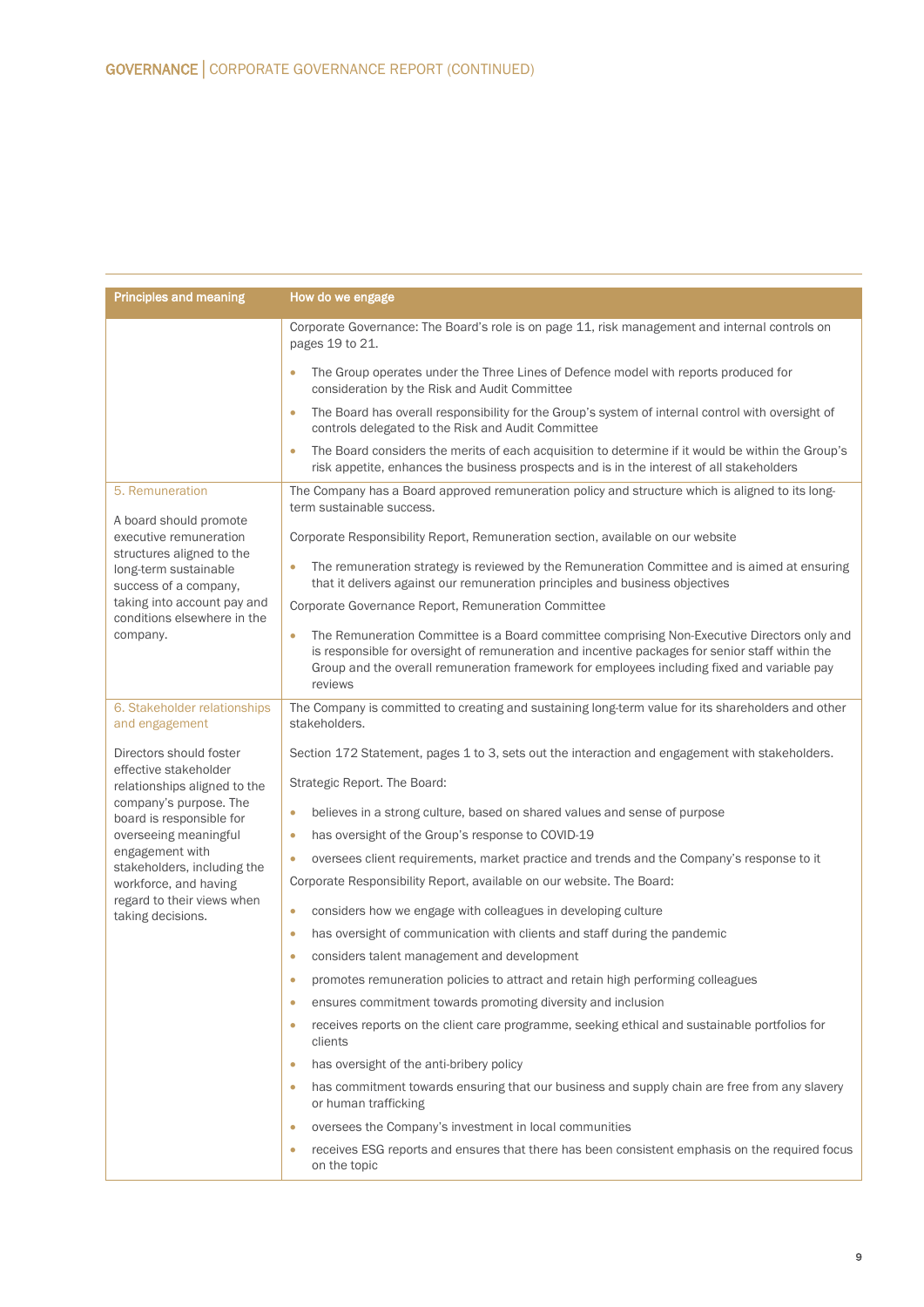| Principles and meaning | How do we engage |
|---|---|
| | Corporate Governance: The Board's role is on page 11, risk management and internal controls on pages 19 to 21.<br><br>• The Group operates under the Three Lines of Defence model with reports produced for consideration by the Risk and Audit Committee<br>• The Board has overall responsibility for the Group's system of internal control with oversight of controls delegated to the Risk and Audit Committee<br>• The Board considers the merits of each acquisition to determine if it would be within the Group's risk appetite, enhances the business prospects and is in the interest of all stakeholders |
| 5. Remuneration<br><br>A board should promote executive remuneration structures aligned to the long-term sustainable success of a company, taking into account pay and conditions elsewhere in the company. | The Company has a Board approved remuneration policy and structure which is aligned to its long-term sustainable success.<br><br>Corporate Responsibility Report, Remuneration section, available on our website<br><br>• The remuneration strategy is reviewed by the Remuneration Committee and is aimed at ensuring that it delivers against our remuneration principles and business objectives<br><br>Corporate Governance Report, Remuneration Committee<br><br>• The Remuneration Committee is a Board committee comprising Non-Executive Directors only and is responsible for oversight of remuneration and incentive packages for senior staff within the Group and the overall remuneration framework for employees including fixed and variable pay reviews |
| 6. Stakeholder relationships and engagement<br><br>Directors should foster effective stakeholder relationships aligned to the company's purpose. The board is responsible for overseeing meaningful engagement with stakeholders, including the workforce, and having regard to their views when taking decisions. | The Company is committed to creating and sustaining long-term value for its shareholders and other stakeholders.<br><br>Section 172 Statement, pages 1 to 3, sets out the interaction and engagement with stakeholders.<br><br>Strategic Report. The Board:<br><br>• believes in a strong culture, based on shared values and sense of purpose<br>• has oversight of the Group's response to COVID-19<br>• oversees client requirements, market practice and trends and the Company's response to it<br><br>Corporate Responsibility Report, available on our website. The Board:<br><br>• considers how we engage with colleagues in developing culture<br>• has oversight of communication with clients and staff during the pandemic<br>• considers talent management and development<br>• promotes remuneration policies to attract and retain high performing colleagues<br>• ensures commitment towards promoting diversity and inclusion<br>• receives reports on the client care programme, seeking ethical and sustainable portfolios for clients<br>• has oversight of the anti-bribery policy<br>• has commitment towards ensuring that our business and supply chain are free from any slavery or human trafficking<br>• oversees the Company's investment in local communities<br>• receives ESG reports and ensures that there has been consistent emphasis on the required focus on the topic |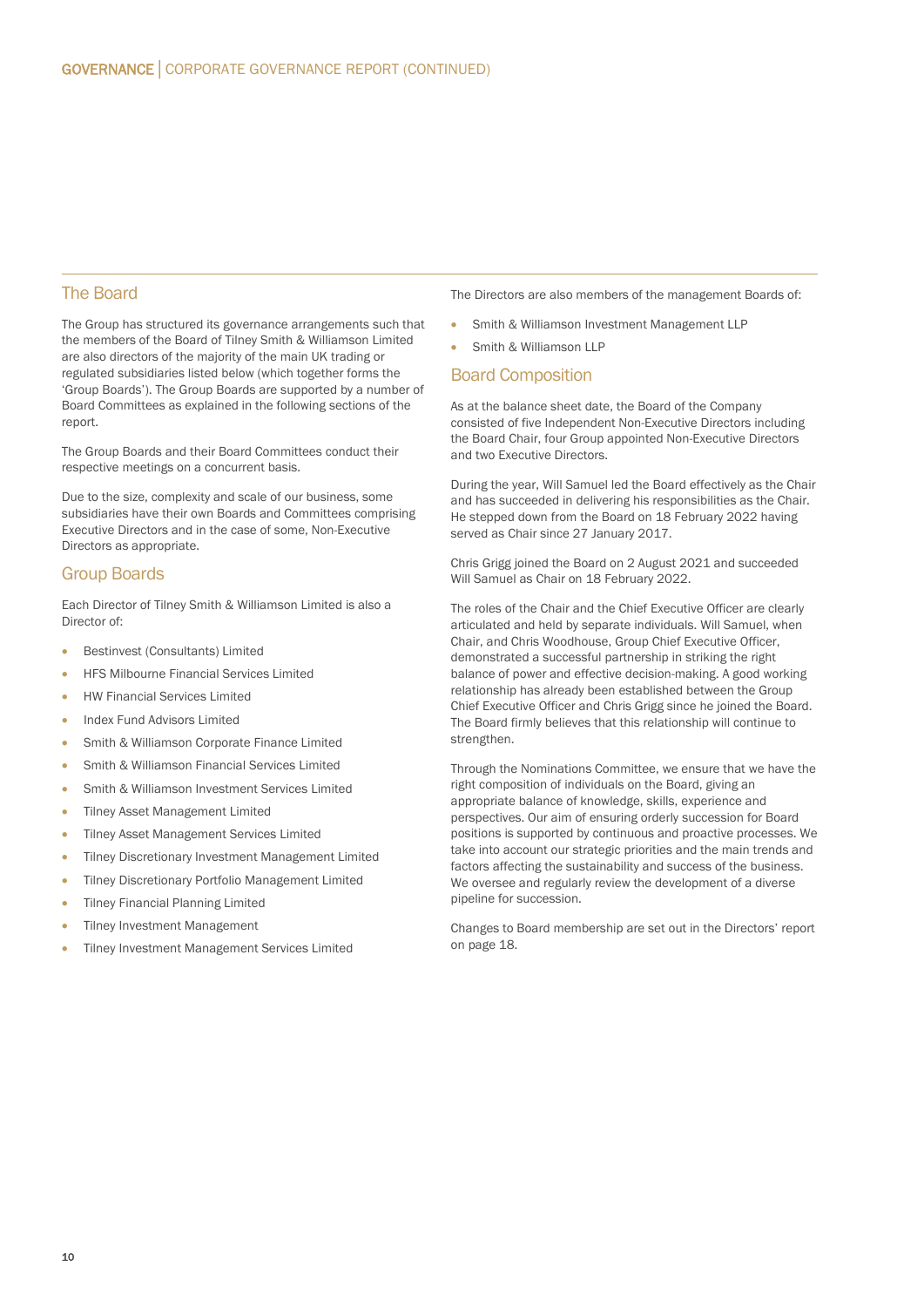## The Board

The Group has structured its governance arrangements such that the members of the Board of Tilney Smith & Williamson Limited are also directors of the majority of the main UK trading or regulated subsidiaries listed below (which together forms the 'Group Boards'). The Group Boards are supported by a number of Board Committees as explained in the following sections of the report.

The Group Boards and their Board Committees conduct their respective meetings on a concurrent basis.

Due to the size, complexity and scale of our business, some subsidiaries have their own Boards and Committees comprising Executive Directors and in the case of some, Non-Executive Directors as appropriate.

## Group Boards

Each Director of Tilney Smith & Williamson Limited is also a Director of:

- Bestinvest (Consultants) Limited
- HFS Milbourne Financial Services Limited
- HW Financial Services Limited
- Index Fund Advisors Limited
- Smith & Williamson Corporate Finance Limited
- Smith & Williamson Financial Services Limited
- Smith & Williamson Investment Services Limited
- Tilney Asset Management Limited
- Tilney Asset Management Services Limited
- Tilney Discretionary Investment Management Limited
- Tilney Discretionary Portfolio Management Limited
- Tilney Financial Planning Limited
- Tilney Investment Management
- Tilney Investment Management Services Limited

The Directors are also members of the management Boards of:

- Smith & Williamson Investment Management LLP
- Smith & Williamson LLP

## Board Composition

As at the balance sheet date, the Board of the Company consisted of five Independent Non-Executive Directors including the Board Chair, four Group appointed Non-Executive Directors and two Executive Directors.

During the year, Will Samuel led the Board effectively as the Chair and has succeeded in delivering his responsibilities as the Chair. He stepped down from the Board on 18 February 2022 having served as Chair since 27 January 2017.

Chris Grigg joined the Board on 2 August 2021 and succeeded Will Samuel as Chair on 18 February 2022.

The roles of the Chair and the Chief Executive Officer are clearly articulated and held by separate individuals. Will Samuel, when Chair, and Chris Woodhouse, Group Chief Executive Officer, demonstrated a successful partnership in striking the right balance of power and effective decision-making. A good working relationship has already been established between the Group Chief Executive Officer and Chris Grigg since he joined the Board. The Board firmly believes that this relationship will continue to strengthen.

Through the Nominations Committee, we ensure that we have the right composition of individuals on the Board, giving an appropriate balance of knowledge, skills, experience and perspectives. Our aim of ensuring orderly succession for Board positions is supported by continuous and proactive processes. We take into account our strategic priorities and the main trends and factors affecting the sustainability and success of the business. We oversee and regularly review the development of a diverse pipeline for succession.

Changes to Board membership are set out in the Directors' report on page 18.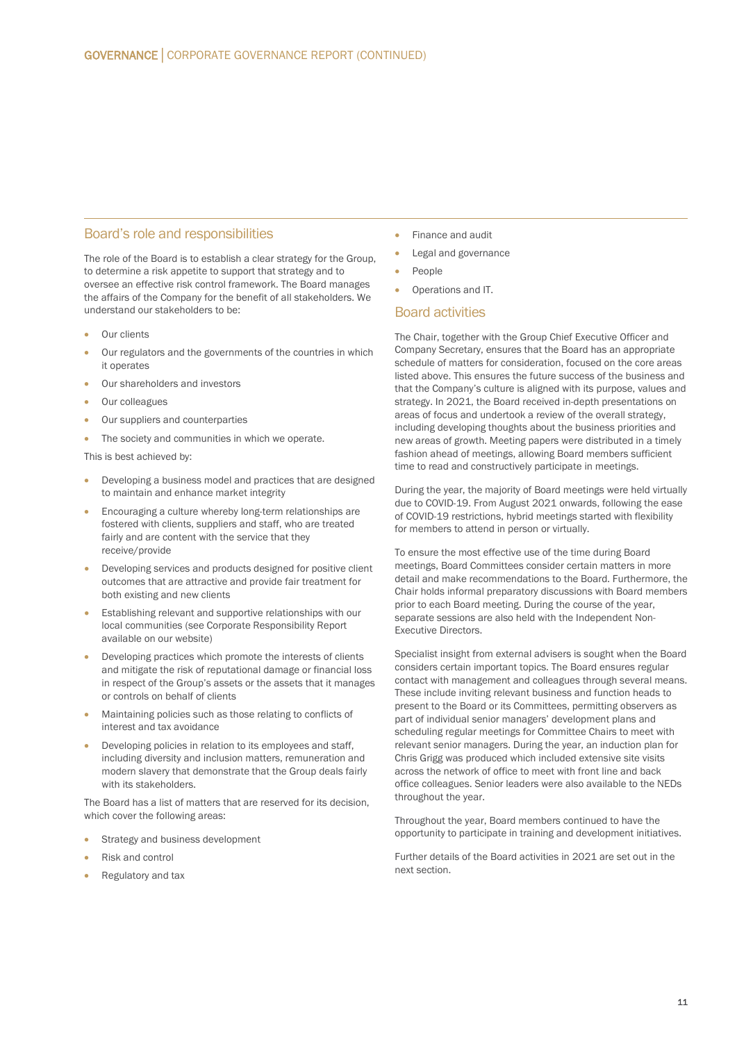## Board's role and responsibilities

The role of the Board is to establish a clear strategy for the Group, to determine a risk appetite to support that strategy and to oversee an effective risk control framework. The Board manages the affairs of the Company for the benefit of all stakeholders. We understand our stakeholders to be:

- Our clients
- Our regulators and the governments of the countries in which it operates
- Our shareholders and investors
- Our colleagues
- Our suppliers and counterparties
- The society and communities in which we operate.

This is best achieved by:

- Developing a business model and practices that are designed to maintain and enhance market integrity
- Encouraging a culture whereby long-term relationships are fostered with clients, suppliers and staff, who are treated fairly and are content with the service that they receive/provide
- Developing services and products designed for positive client outcomes that are attractive and provide fair treatment for both existing and new clients
- Establishing relevant and supportive relationships with our local communities (see Corporate Responsibility Report available on our website)
- Developing practices which promote the interests of clients and mitigate the risk of reputational damage or financial loss in respect of the Group's assets or the assets that it manages or controls on behalf of clients
- Maintaining policies such as those relating to conflicts of interest and tax avoidance
- Developing policies in relation to its employees and staff, including diversity and inclusion matters, remuneration and modern slavery that demonstrate that the Group deals fairly with its stakeholders.

The Board has a list of matters that are reserved for its decision, which cover the following areas:

- Strategy and business development
- Risk and control
- Regulatory and tax
- Finance and audit
- Legal and governance
- People
- Operations and IT.

## Board activities

The Chair, together with the Group Chief Executive Officer and Company Secretary, ensures that the Board has an appropriate schedule of matters for consideration, focused on the core areas listed above. This ensures the future success of the business and that the Company's culture is aligned with its purpose, values and strategy. In 2021, the Board received in-depth presentations on areas of focus and undertook a review of the overall strategy, including developing thoughts about the business priorities and new areas of growth. Meeting papers were distributed in a timely fashion ahead of meetings, allowing Board members sufficient time to read and constructively participate in meetings.

During the year, the majority of Board meetings were held virtually due to COVID-19. From August 2021 onwards, following the ease of COVID-19 restrictions, hybrid meetings started with flexibility for members to attend in person or virtually.

To ensure the most effective use of the time during Board meetings, Board Committees consider certain matters in more detail and make recommendations to the Board. Furthermore, the Chair holds informal preparatory discussions with Board members prior to each Board meeting. During the course of the year, separate sessions are also held with the Independent Non-Executive Directors.

Specialist insight from external advisers is sought when the Board considers certain important topics. The Board ensures regular contact with management and colleagues through several means. These include inviting relevant business and function heads to present to the Board or its Committees, permitting observers as part of individual senior managers' development plans and scheduling regular meetings for Committee Chairs to meet with relevant senior managers. During the year, an induction plan for Chris Grigg was produced which included extensive site visits across the network of office to meet with front line and back office colleagues. Senior leaders were also available to the NEDs throughout the year.

Throughout the year, Board members continued to have the opportunity to participate in training and development initiatives.

Further details of the Board activities in 2021 are set out in the next section.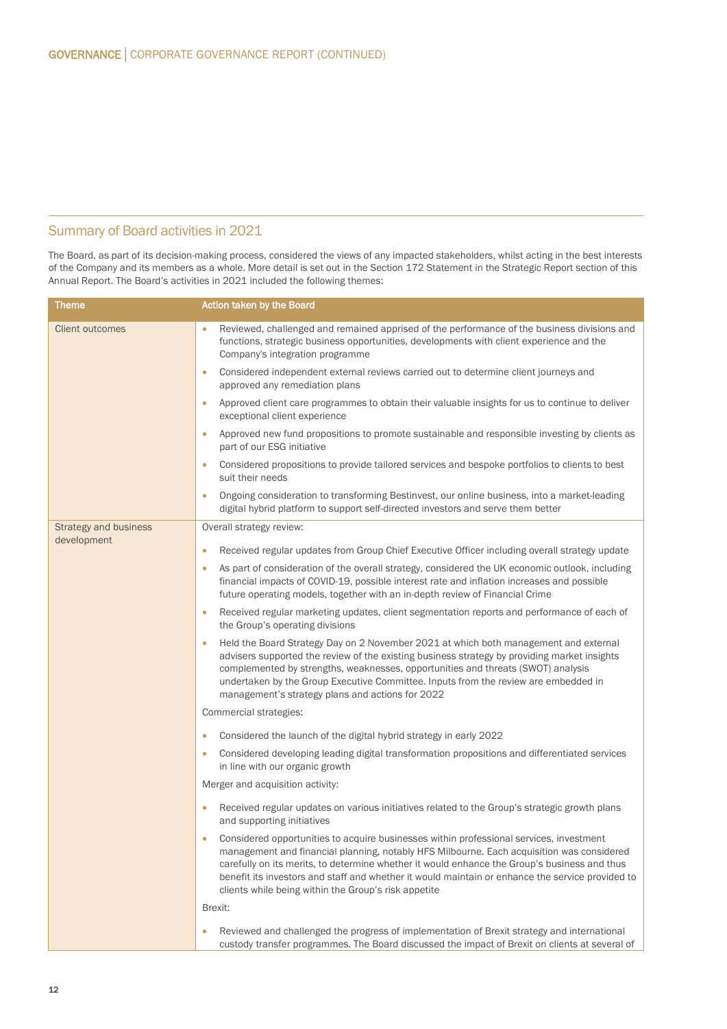## Summary of Board activities in 2021

The Board, as part of its decision-making process, considered the views of any impacted stakeholders, whilst acting in the best interests of the Company and its members as a whole. More detail is set out in the Section 172 Statement in the Strategic Report section of this Annual Report. The Board's activities in 2021 included the following themes:

| Theme | Action taken by the Board |
|---|---|
| Client outcomes | • Reviewed, challenged and remained apprised of the performance of the business divisions and functions, strategic business opportunities, developments with client experience and the Company's integration programme<br>• Considered independent external reviews carried out to determine client journeys and approved any remediation plans<br>• Approved client care programmes to obtain their valuable insights for us to continue to deliver exceptional client experience<br>• Approved new fund propositions to promote sustainable and responsible investing by clients as part of our ESG initiative<br>• Considered propositions to provide tailored services and bespoke portfolios to clients to best suit their needs<br>• Ongoing consideration to transforming Bestinvest, our online business, into a market-leading digital hybrid platform to support self-directed investors and serve them better |
| Strategy and business development | Overall strategy review:<br>• Received regular updates from Group Chief Executive Officer including overall strategy update<br>• As part of consideration of the overall strategy, considered the UK economic outlook, including financial impacts of COVID-19, possible interest rate and inflation increases and possible future operating models, together with an in-depth review of Financial Crime<br>• Received regular marketing updates, client segmentation reports and performance of each of the Group's operating divisions<br>• Held the Board Strategy Day on 2 November 2021 at which both management and external advisers supported the review of the existing business strategy by providing market insights complemented by strengths, weaknesses, opportunities and threats (SWOT) analysis undertaken by the Group Executive Committee. Inputs from the review are embedded in management's strategy plans and actions for 2022<br>Commercial strategies:<br>• Considered the launch of the digital hybrid strategy in early 2022<br>• Considered developing leading digital transformation propositions and differentiated services in line with our organic growth<br>Merger and acquisition activity:<br>• Received regular updates on various initiatives related to the Group's strategic growth plans and supporting initiatives<br>• Considered opportunities to acquire businesses within professional services, investment management and financial planning, notably HFS Milbourne. Each acquisition was considered carefully on its merits, to determine whether it would enhance the Group's business and thus benefit its investors and staff and whether it would maintain or enhance the service provided to clients while being within the Group's risk appetite<br>Brexit:<br>• Reviewed and challenged the progress of implementation of Brexit strategy and international custody transfer programmes. The Board discussed the impact of Brexit on clients at several of |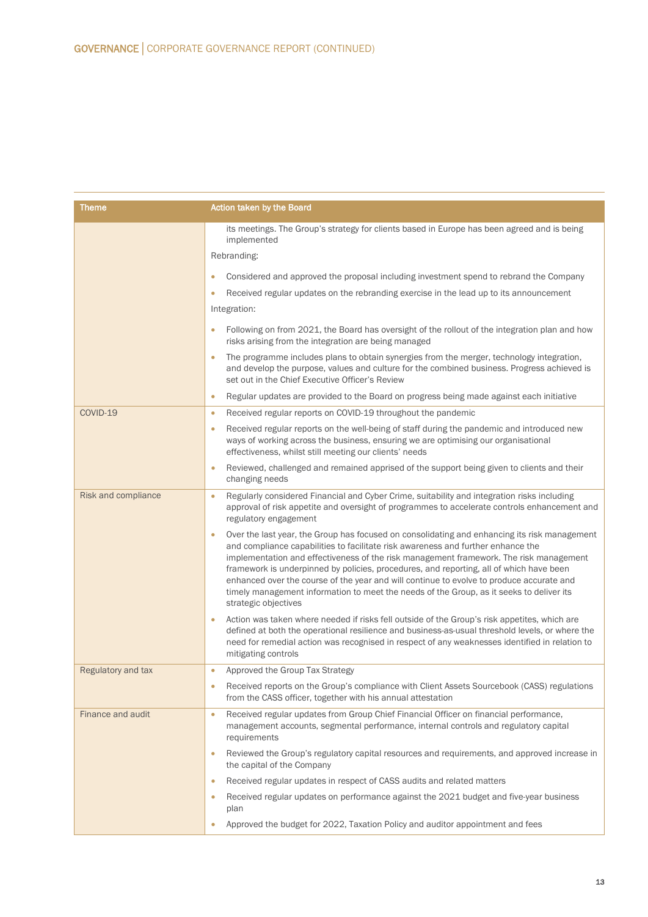| Theme | Action taken by the Board |
| --- | --- |
| | its meetings. The Group's strategy for clients based in Europe has been agreed and is being implemented<br><br>Rebranding:<br>• Considered and approved the proposal including investment spend to rebrand the Company<br>• Received regular updates on the rebranding exercise in the lead up to its announcement<br><br>Integration:<br>• Following on from 2021, the Board has oversight of the rollout of the integration plan and how risks arising from the integration are being managed<br>• The programme includes plans to obtain synergies from the merger, technology integration, and develop the purpose, values and culture for the combined business. Progress achieved is set out in the Chief Executive Officer's Review<br>• Regular updates are provided to the Board on progress being made against each initiative |
| COVID-19 | • Received regular reports on COVID-19 throughout the pandemic<br>• Received regular reports on the well-being of staff during the pandemic and introduced new ways of working across the business, ensuring we are optimising our organisational effectiveness, whilst still meeting our clients' needs<br>• Reviewed, challenged and remained apprised of the support being given to clients and their changing needs |
| Risk and compliance | • Regularly considered Financial and Cyber Crime, suitability and integration risks including approval of risk appetite and oversight of programmes to accelerate controls enhancement and regulatory engagement<br>• Over the last year, the Group has focused on consolidating and enhancing its risk management and compliance capabilities to facilitate risk awareness and further enhance the implementation and effectiveness of the risk management framework. The risk management framework is underpinned by policies, procedures, and reporting, all of which have been enhanced over the course of the year and will continue to evolve to produce accurate and timely management information to meet the needs of the Group, as it seeks to deliver its strategic objectives<br>• Action was taken where needed if risks fell outside of the Group's risk appetites, which are defined at both the operational resilience and business-as-usual threshold levels, or where the need for remedial action was recognised in respect of any weaknesses identified in relation to mitigating controls |
| Regulatory and tax | • Approved the Group Tax Strategy<br>• Received reports on the Group's compliance with Client Assets Sourcebook (CASS) regulations from the CASS officer, together with his annual attestation |
| Finance and audit | • Received regular updates from Group Chief Financial Officer on financial performance, management accounts, segmental performance, internal controls and regulatory capital requirements<br>• Reviewed the Group's regulatory capital resources and requirements, and approved increase in the capital of the Company<br>• Received regular updates in respect of CASS audits and related matters<br>• Received regular updates on performance against the 2021 budget and five-year business plan<br>• Approved the budget for 2022, Taxation Policy and auditor appointment and fees |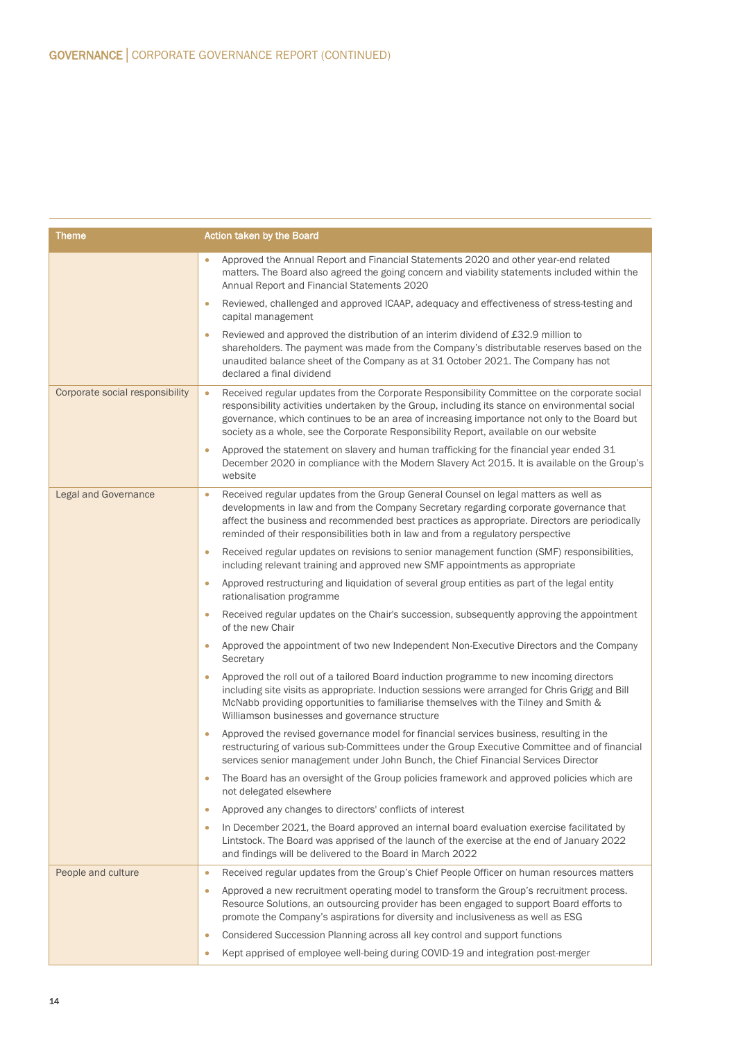| Theme | Action taken by the Board |
|---|---|
| | • Approved the Annual Report and Financial Statements 2020 and other year-end related matters. The Board also agreed the going concern and viability statements included within the Annual Report and Financial Statements 2020<br>• Reviewed, challenged and approved ICAAP, adequacy and effectiveness of stress-testing and capital management<br>• Reviewed and approved the distribution of an interim dividend of £32.9 million to shareholders. The payment was made from the Company's distributable reserves based on the unaudited balance sheet of the Company as at 31 October 2021. The Company has not declared a final dividend |
| Corporate social responsibility | • Received regular updates from the Corporate Responsibility Committee on the corporate social responsibility activities undertaken by the Group, including its stance on environmental social governance, which continues to be an area of increasing importance not only to the Board but society as a whole, see the Corporate Responsibility Report, available on our website<br>• Approved the statement on slavery and human trafficking for the financial year ended 31 December 2020 in compliance with the Modern Slavery Act 2015. It is available on the Group's website |
| Legal and Governance | • Received regular updates from the Group General Counsel on legal matters as well as developments in law and from the Company Secretary regarding corporate governance that affect the business and recommended best practices as appropriate. Directors are periodically reminded of their responsibilities both in law and from a regulatory perspective<br>• Received regular updates on revisions to senior management function (SMF) responsibilities, including relevant training and approved new SMF appointments as appropriate<br>• Approved restructuring and liquidation of several group entities as part of the legal entity rationalisation programme<br>• Received regular updates on the Chair's succession, subsequently approving the appointment of the new Chair<br>• Approved the appointment of two new Independent Non-Executive Directors and the Company Secretary<br>• Approved the roll out of a tailored Board induction programme to new incoming directors including site visits as appropriate. Induction sessions were arranged for Chris Grigg and Bill McNabb providing opportunities to familiarise themselves with the Tilney and Smith & Williamson businesses and governance structure<br>• Approved the revised governance model for financial services business, resulting in the restructuring of various sub-Committees under the Group Executive Committee and of financial services senior management under John Bunch, the Chief Financial Services Director<br>• The Board has an oversight of the Group policies framework and approved policies which are not delegated elsewhere<br>• Approved any changes to directors' conflicts of interest<br>• In December 2021, the Board approved an internal board evaluation exercise facilitated by Lintstock. The Board was apprised of the launch of the exercise at the end of January 2022 and findings will be delivered to the Board in March 2022 |
| People and culture | • Received regular updates from the Group's Chief People Officer on human resources matters<br>• Approved a new recruitment operating model to transform the Group's recruitment process. Resource Solutions, an outsourcing provider has been engaged to support Board efforts to promote the Company's aspirations for diversity and inclusiveness as well as ESG<br>• Considered Succession Planning across all key control and support functions<br>• Kept apprised of employee well-being during COVID-19 and integration post-merger |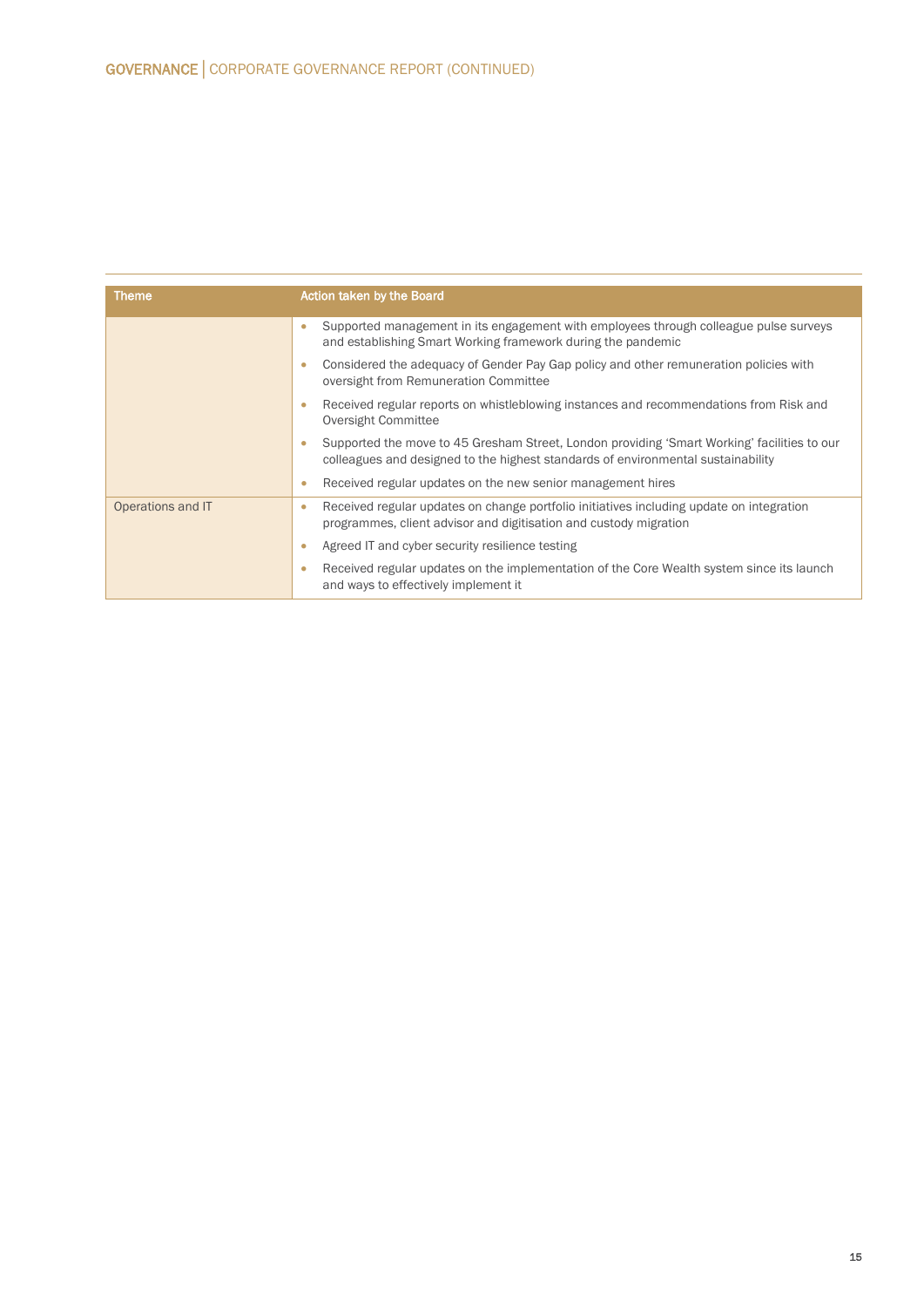| Theme | Action taken by the Board |
| --- | --- |
| | • Supported management in its engagement with employees through colleague pulse surveys and establishing Smart Working framework during the pandemic<br>• Considered the adequacy of Gender Pay Gap policy and other remuneration policies with oversight from Remuneration Committee<br>• Received regular reports on whistleblowing instances and recommendations from Risk and Oversight Committee<br>• Supported the move to 45 Gresham Street, London providing 'Smart Working' facilities to our colleagues and designed to the highest standards of environmental sustainability<br>• Received regular updates on the new senior management hires |
| Operations and IT | • Received regular updates on change portfolio initiatives including update on integration programmes, client advisor and digitisation and custody migration<br>• Agreed IT and cyber security resilience testing<br>• Received regular updates on the implementation of the Core Wealth system since its launch and ways to effectively implement it |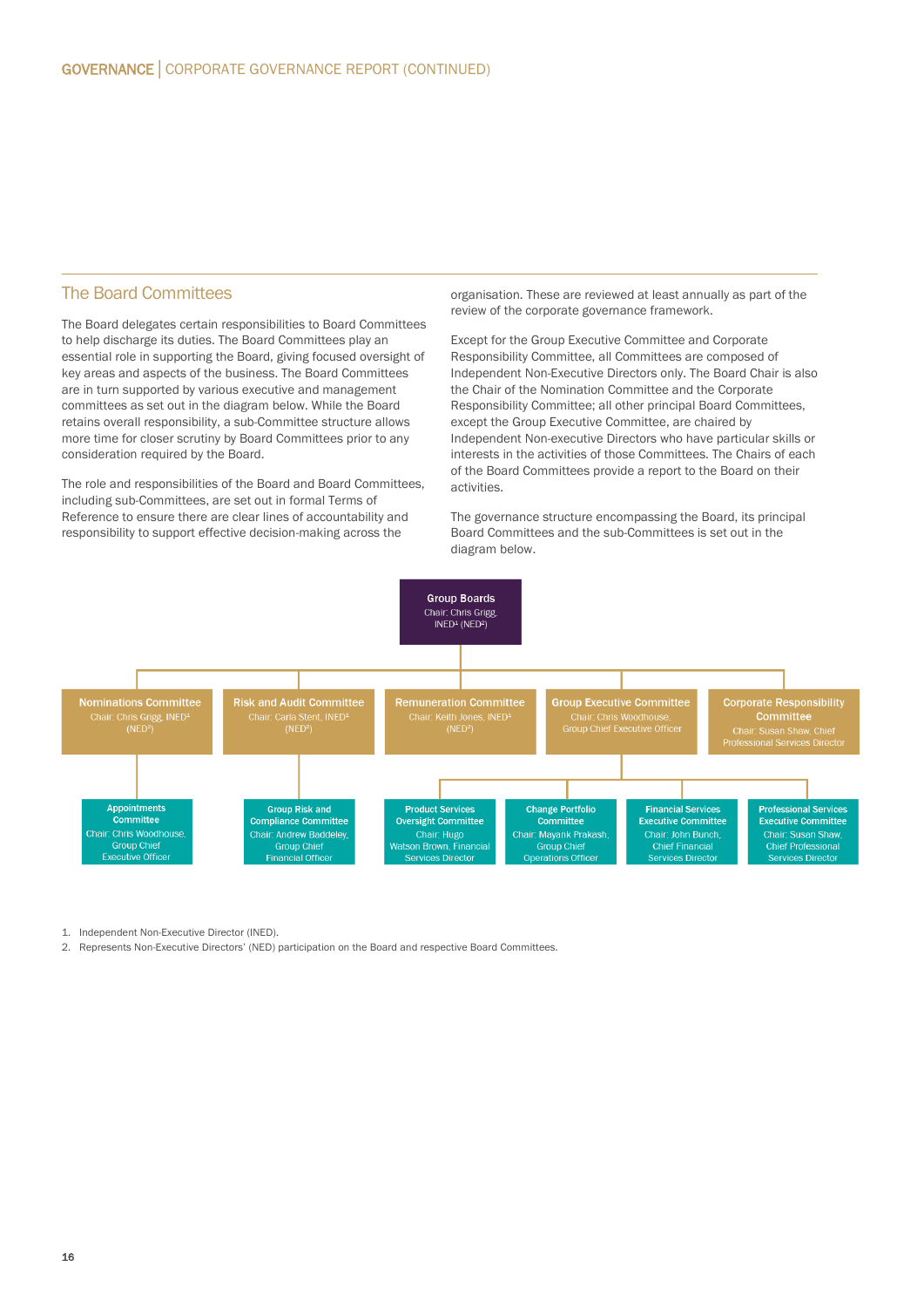## The Board Committees

The Board delegates certain responsibilities to Board Committees to help discharge its duties. The Board Committees play an essential role in supporting the Board, giving focused oversight of key areas and aspects of the business. The Board Committees are in turn supported by various executive and management committees as set out in the diagram below. While the Board retains overall responsibility, a sub-Committee structure allows more time for closer scrutiny by Board Committees prior to any consideration required by the Board.

The role and responsibilities of the Board and Board Committees, including sub-Committees, are set out in formal Terms of Reference to ensure there are clear lines of accountability and responsibility to support effective decision-making across the organisation. These are reviewed at least annually as part of the review of the corporate governance framework.

Except for the Group Executive Committee and Corporate Responsibility Committee, all Committees are composed of Independent Non-Executive Directors only. The Board Chair is also the Chair of the Nomination Committee and the Corporate Responsibility Committee; all other principal Board Committees, except the Group Executive Committee, are chaired by Independent Non-executive Directors who have particular skills or interests in the activities of those Committees. The Chairs of each of the Board Committees provide a report to the Board on their activities.

The governance structure encompassing the Board, its principal Board Committees and the sub-Committees is set out in the diagram below.

**Group Boards**
Chair: Chris Grigg, INED[1] (NED[2])

- **Nominations Committee** – Chair: Chris Grigg, INED[1] (NED[2])
  - **Appointments Committee** – Chair: Chris Woodhouse, Group Chief Executive Officer
- **Risk and Audit Committee** – Chair: Carla Stent, INED[1] (NED[2])
  - **Group Risk and Compliance Committee** – Chair: Andrew Baddeley, Group Chief Financial Officer
- **Remuneration Committee** – Chair: Keith Jones, INED[1] (NED[2])
- **Group Executive Committee** – Chair: Chris Woodhouse, Group Chief Executive Officer
  - **Product Services Oversight Committee** – Chair: Hugo Watson Brown, Financial Services Director
  - **Change Portfolio Committee** – Chair: Mayank Prakash, Group Chief Operations Officer
  - **Financial Services Executive Committee** – Chair: John Bunch, Chief Financial Services Director
  - **Professional Services Executive Committee** – Chair: Susan Shaw, Chief Professional Services Director
- **Corporate Responsibility Committee** – Chair: Susan Shaw, Chief Professional Services Director

1. Independent Non-Executive Director (INED).
2. Represents Non-Executive Directors' (NED) participation on the Board and respective Board Committees.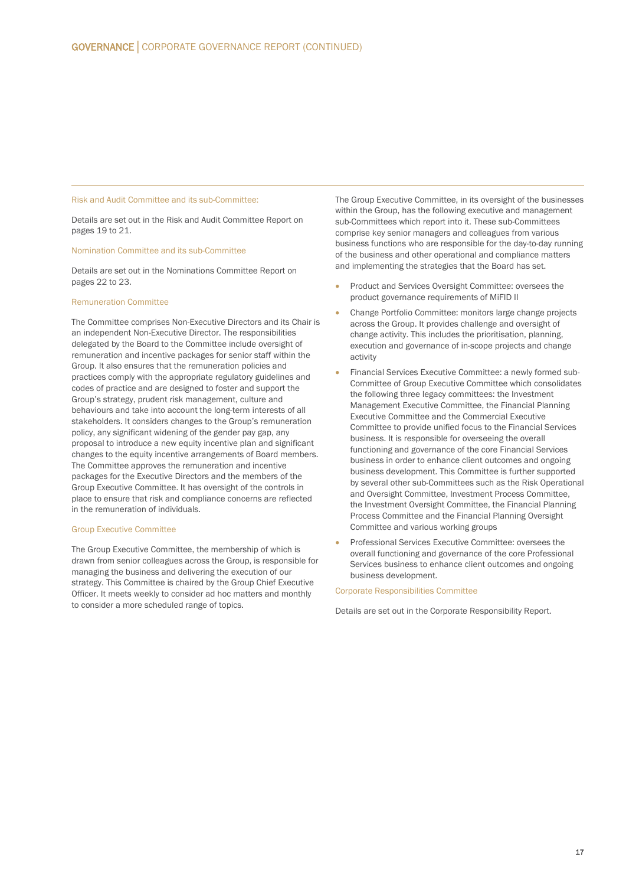#### Risk and Audit Committee and its sub-Committee:

Details are set out in the Risk and Audit Committee Report on pages 19 to 21.

#### Nomination Committee and its sub-Committee

Details are set out in the Nominations Committee Report on pages 22 to 23.

#### Remuneration Committee

The Committee comprises Non-Executive Directors and its Chair is an independent Non-Executive Director. The responsibilities delegated by the Board to the Committee include oversight of remuneration and incentive packages for senior staff within the Group. It also ensures that the remuneration policies and practices comply with the appropriate regulatory guidelines and codes of practice and are designed to foster and support the Group's strategy, prudent risk management, culture and behaviours and take into account the long-term interests of all stakeholders. It considers changes to the Group's remuneration policy, any significant widening of the gender pay gap, any proposal to introduce a new equity incentive plan and significant changes to the equity incentive arrangements of Board members. The Committee approves the remuneration and incentive packages for the Executive Directors and the members of the Group Executive Committee. It has oversight of the controls in place to ensure that risk and compliance concerns are reflected in the remuneration of individuals.

#### Group Executive Committee

The Group Executive Committee, the membership of which is drawn from senior colleagues across the Group, is responsible for managing the business and delivering the execution of our strategy. This Committee is chaired by the Group Chief Executive Officer. It meets weekly to consider ad hoc matters and monthly to consider a more scheduled range of topics.

The Group Executive Committee, in its oversight of the businesses within the Group, has the following executive and management sub-Committees which report into it. These sub-Committees comprise key senior managers and colleagues from various business functions who are responsible for the day-to-day running of the business and other operational and compliance matters and implementing the strategies that the Board has set.

- Product and Services Oversight Committee: oversees the product governance requirements of MiFID II
- Change Portfolio Committee: monitors large change projects across the Group. It provides challenge and oversight of change activity. This includes the prioritisation, planning, execution and governance of in-scope projects and change activity
- Financial Services Executive Committee: a newly formed sub-Committee of Group Executive Committee which consolidates the following three legacy committees: the Investment Management Executive Committee, the Financial Planning Executive Committee and the Commercial Executive Committee to provide unified focus to the Financial Services business. It is responsible for overseeing the overall functioning and governance of the core Financial Services business in order to enhance client outcomes and ongoing business development. This Committee is further supported by several other sub-Committees such as the Risk Operational and Oversight Committee, Investment Process Committee, the Investment Oversight Committee, the Financial Planning Process Committee and the Financial Planning Oversight Committee and various working groups
- Professional Services Executive Committee: oversees the overall functioning and governance of the core Professional Services business to enhance client outcomes and ongoing business development.

#### Corporate Responsibilities Committee

Details are set out in the Corporate Responsibility Report.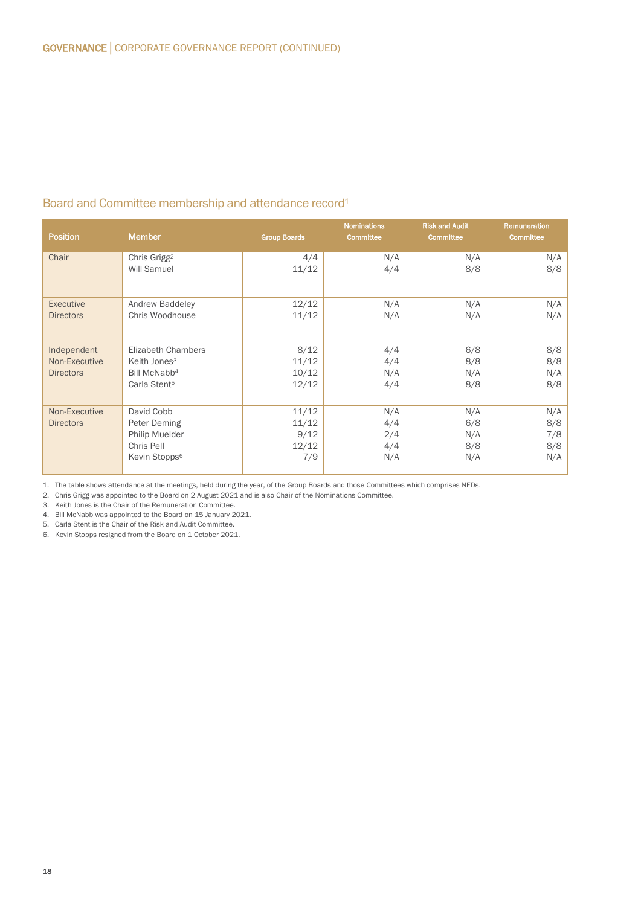## Board and Committee membership and attendance record[1]

| Position | Member | Group Boards | Nominations Committee | Risk and Audit Committee | Remuneration Committee |
|---|---|---|---|---|---|
| Chair | Chris Grigg[2] | 4/4 | N/A | N/A | N/A |
| | Will Samuel | 11/12 | 4/4 | 8/8 | 8/8 |
| Executive Directors | Andrew Baddeley | 12/12 | N/A | N/A | N/A |
| | Chris Woodhouse | 11/12 | N/A | N/A | N/A |
| Independent Non-Executive Directors | Elizabeth Chambers | 8/12 | 4/4 | 6/8 | 8/8 |
| | Keith Jones[3] | 11/12 | 4/4 | 8/8 | 8/8 |
| | Bill McNabb[4] | 10/12 | N/A | N/A | N/A |
| | Carla Stent[5] | 12/12 | 4/4 | 8/8 | 8/8 |
| Non-Executive Directors | David Cobb | 11/12 | N/A | N/A | N/A |
| | Peter Deming | 11/12 | 4/4 | 6/8 | 8/8 |
| | Philip Muelder | 9/12 | 2/4 | N/A | 7/8 |
| | Chris Pell | 12/12 | 4/4 | 8/8 | 8/8 |
| | Kevin Stopps[6] | 7/9 | N/A | N/A | N/A |

1. The table shows attendance at the meetings, held during the year, of the Group Boards and those Committees which comprises NEDs.
2. Chris Grigg was appointed to the Board on 2 August 2021 and is also Chair of the Nominations Committee.
3. Keith Jones is the Chair of the Remuneration Committee.
4. Bill McNabb was appointed to the Board on 15 January 2021.
5. Carla Stent is the Chair of the Risk and Audit Committee.
6. Kevin Stopps resigned from the Board on 1 October 2021.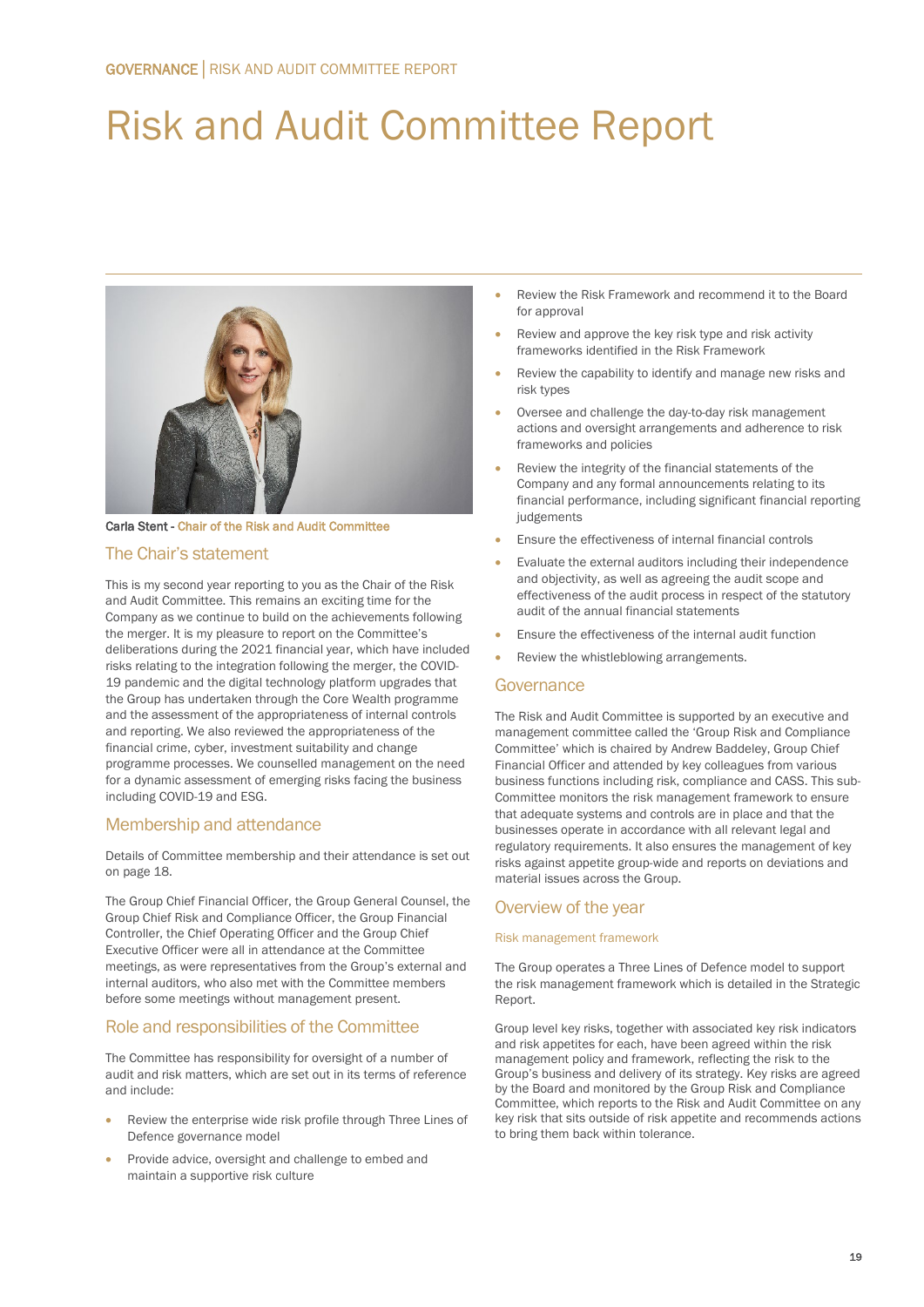# Risk and Audit Committee Report

Carla Stent - Chair of the Risk and Audit Committee

## The Chair's statement

This is my second year reporting to you as the Chair of the Risk and Audit Committee. This remains an exciting time for the Company as we continue to build on the achievements following the merger. It is my pleasure to report on the Committee's deliberations during the 2021 financial year, which have included risks relating to the integration following the merger, the COVID-19 pandemic and the digital technology platform upgrades that the Group has undertaken through the Core Wealth programme and the assessment of the appropriateness of internal controls and reporting. We also reviewed the appropriateness of the financial crime, cyber, investment suitability and change programme processes. We counselled management on the need for a dynamic assessment of emerging risks facing the business including COVID-19 and ESG.

## Membership and attendance

Details of Committee membership and their attendance is set out on page 18.

The Group Chief Financial Officer, the Group General Counsel, the Group Chief Risk and Compliance Officer, the Group Financial Controller, the Chief Operating Officer and the Group Chief Executive Officer were all in attendance at the Committee meetings, as were representatives from the Group's external and internal auditors, who also met with the Committee members before some meetings without management present.

## Role and responsibilities of the Committee

The Committee has responsibility for oversight of a number of audit and risk matters, which are set out in its terms of reference and include:

- Review the enterprise wide risk profile through Three Lines of Defence governance model
- Provide advice, oversight and challenge to embed and maintain a supportive risk culture
- Review the Risk Framework and recommend it to the Board for approval
- Review and approve the key risk type and risk activity frameworks identified in the Risk Framework
- Review the capability to identify and manage new risks and risk types
- Oversee and challenge the day-to-day risk management actions and oversight arrangements and adherence to risk frameworks and policies
- Review the integrity of the financial statements of the Company and any formal announcements relating to its financial performance, including significant financial reporting judgements
- Ensure the effectiveness of internal financial controls
- Evaluate the external auditors including their independence and objectivity, as well as agreeing the audit scope and effectiveness of the audit process in respect of the statutory audit of the annual financial statements
- Ensure the effectiveness of the internal audit function
- Review the whistleblowing arrangements.

## Governance

The Risk and Audit Committee is supported by an executive and management committee called the 'Group Risk and Compliance Committee' which is chaired by Andrew Baddeley, Group Chief Financial Officer and attended by key colleagues from various business functions including risk, compliance and CASS. This sub-Committee monitors the risk management framework to ensure that adequate systems and controls are in place and that the businesses operate in accordance with all relevant legal and regulatory requirements. It also ensures the management of key risks against appetite group-wide and reports on deviations and material issues across the Group.

## Overview of the year

### Risk management framework

The Group operates a Three Lines of Defence model to support the risk management framework which is detailed in the Strategic Report.

Group level key risks, together with associated key risk indicators and risk appetites for each, have been agreed within the risk management policy and framework, reflecting the risk to the Group's business and delivery of its strategy. Key risks are agreed by the Board and monitored by the Group Risk and Compliance Committee, which reports to the Risk and Audit Committee on any key risk that sits outside of risk appetite and recommends actions to bring them back within tolerance.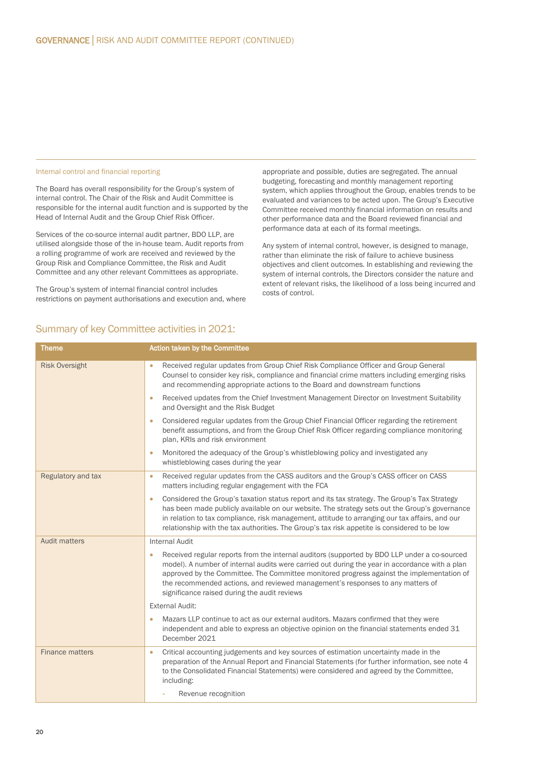### Internal control and financial reporting

The Board has overall responsibility for the Group's system of internal control. The Chair of the Risk and Audit Committee is responsible for the internal audit function and is supported by the Head of Internal Audit and the Group Chief Risk Officer.

Services of the co-source internal audit partner, BDO LLP, are utilised alongside those of the in-house team. Audit reports from a rolling programme of work are received and reviewed by the Group Risk and Compliance Committee, the Risk and Audit Committee and any other relevant Committees as appropriate.

The Group's system of internal financial control includes restrictions on payment authorisations and execution and, where appropriate and possible, duties are segregated. The annual budgeting, forecasting and monthly management reporting system, which applies throughout the Group, enables trends to be evaluated and variances to be acted upon. The Group's Executive Committee received monthly financial information on results and other performance data and the Board reviewed financial and performance data at each of its formal meetings.

Any system of internal control, however, is designed to manage, rather than eliminate the risk of failure to achieve business objectives and client outcomes. In establishing and reviewing the system of internal controls, the Directors consider the nature and extent of relevant risks, the likelihood of a loss being incurred and costs of control.

## Summary of key Committee activities in 2021:

| Theme | Action taken by the Committee |
|---|---|
| Risk Oversight | • Received regular updates from Group Chief Risk Compliance Officer and Group General Counsel to consider key risk, compliance and financial crime matters including emerging risks and recommending appropriate actions to the Board and downstream functions<br>• Received updates from the Chief Investment Management Director on Investment Suitability and Oversight and the Risk Budget<br>• Considered regular updates from the Group Chief Financial Officer regarding the retirement benefit assumptions, and from the Group Chief Risk Officer regarding compliance monitoring plan, KRIs and risk environment<br>• Monitored the adequacy of the Group's whistleblowing policy and investigated any whistleblowing cases during the year |
| Regulatory and tax | • Received regular updates from the CASS auditors and the Group's CASS officer on CASS matters including regular engagement with the FCA<br>• Considered the Group's taxation status report and its tax strategy. The Group's Tax Strategy has been made publicly available on our website. The strategy sets out the Group's governance in relation to tax compliance, risk management, attitude to arranging our tax affairs, and our relationship with the tax authorities. The Group's tax risk appetite is considered to be low |
| Audit matters | Internal Audit<br>• Received regular reports from the internal auditors (supported by BDO LLP under a co-sourced model). A number of internal audits were carried out during the year in accordance with a plan approved by the Committee. The Committee monitored progress against the implementation of the recommended actions, and reviewed management's responses to any matters of significance raised during the audit reviews<br>External Audit:<br>• Mazars LLP continue to act as our external auditors. Mazars confirmed that they were independent and able to express an objective opinion on the financial statements ended 31 December 2021 |
| Finance matters | • Critical accounting judgements and key sources of estimation uncertainty made in the preparation of the Annual Report and Financial Statements (for further information, see note 4 to the Consolidated Financial Statements) were considered and agreed by the Committee, including:<br>- Revenue recognition |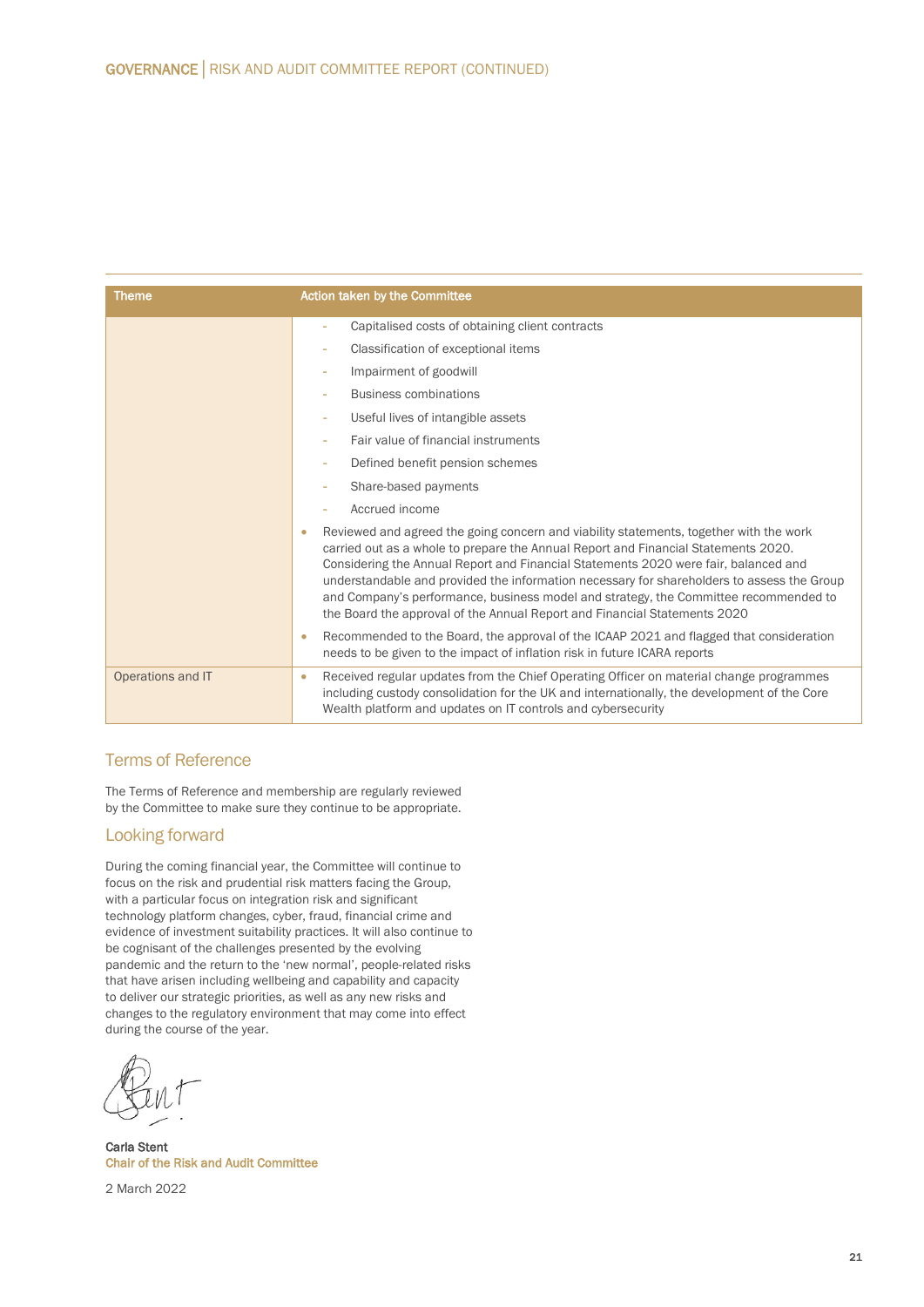| Theme | Action taken by the Committee |
|---|---|
| | - Capitalised costs of obtaining client contracts<br>- Classification of exceptional items<br>- Impairment of goodwill<br>- Business combinations<br>- Useful lives of intangible assets<br>- Fair value of financial instruments<br>- Defined benefit pension schemes<br>- Share-based payments<br>- Accrued income<br>• Reviewed and agreed the going concern and viability statements, together with the work carried out as a whole to prepare the Annual Report and Financial Statements 2020. Considering the Annual Report and Financial Statements 2020 were fair, balanced and understandable and provided the information necessary for shareholders to assess the Group and Company's performance, business model and strategy, the Committee recommended to the Board the approval of the Annual Report and Financial Statements 2020<br>• Recommended to the Board, the approval of the ICAAP 2021 and flagged that consideration needs to be given to the impact of inflation risk in future ICARA reports |
| Operations and IT | • Received regular updates from the Chief Operating Officer on material change programmes including custody consolidation for the UK and internationally, the development of the Core Wealth platform and updates on IT controls and cybersecurity |

## Terms of Reference

The Terms of Reference and membership are regularly reviewed by the Committee to make sure they continue to be appropriate.

## Looking forward

During the coming financial year, the Committee will continue to focus on the risk and prudential risk matters facing the Group, with a particular focus on integration risk and significant technology platform changes, cyber, fraud, financial crime and evidence of investment suitability practices. It will also continue to be cognisant of the challenges presented by the evolving pandemic and the return to the 'new normal', people-related risks that have arisen including wellbeing and capability and capacity to deliver our strategic priorities, as well as any new risks and changes to the regulatory environment that may come into effect during the course of the year.

**Carla Stent**
**Chair of the Risk and Audit Committee**

2 March 2022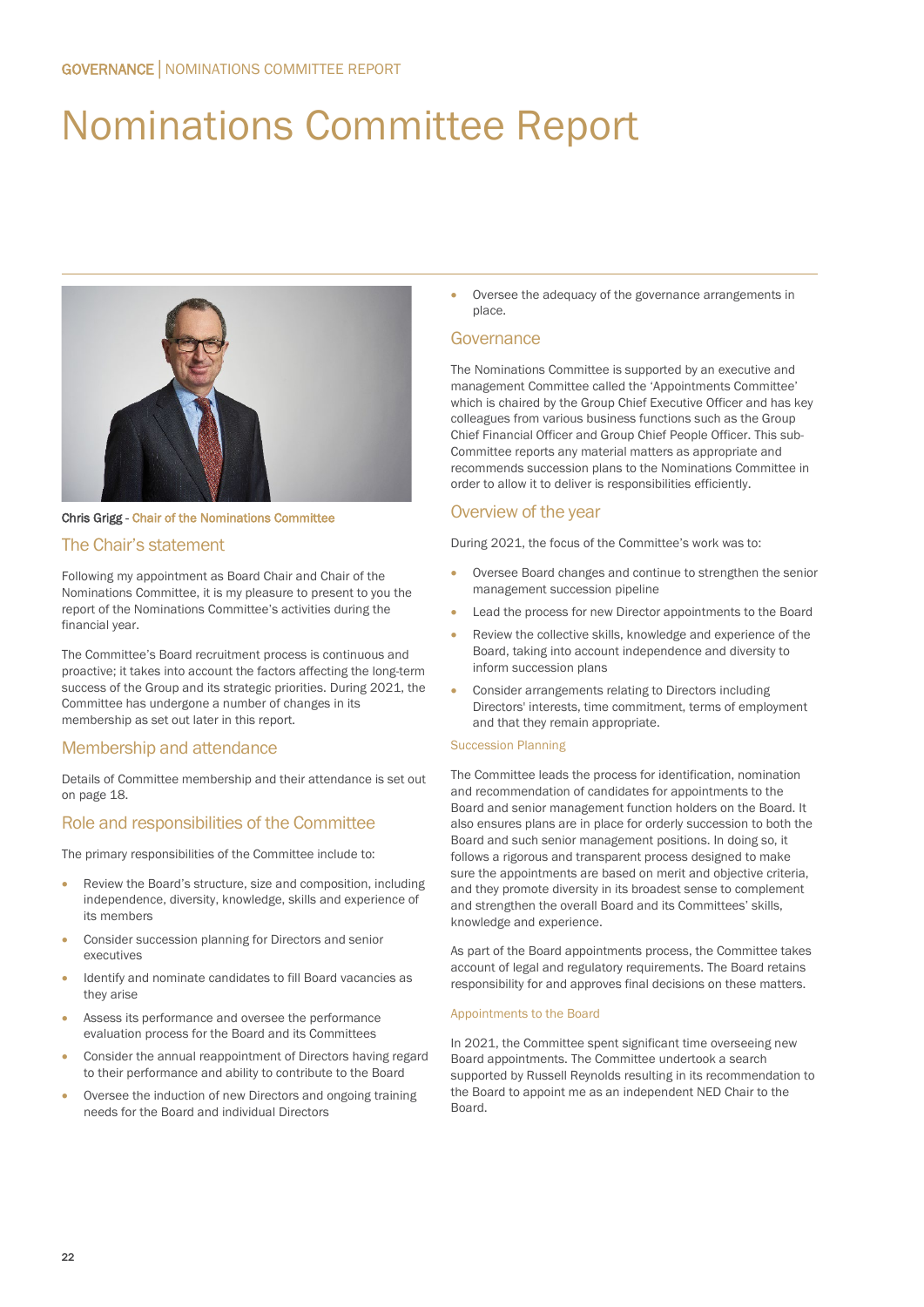# Nominations Committee Report

Chris Grigg - Chair of the Nominations Committee

## The Chair's statement

Following my appointment as Board Chair and Chair of the Nominations Committee, it is my pleasure to present to you the report of the Nominations Committee's activities during the financial year.

The Committee's Board recruitment process is continuous and proactive; it takes into account the factors affecting the long-term success of the Group and its strategic priorities. During 2021, the Committee has undergone a number of changes in its membership as set out later in this report.

## Membership and attendance

Details of Committee membership and their attendance is set out on page 18.

## Role and responsibilities of the Committee

The primary responsibilities of the Committee include to:

- Review the Board's structure, size and composition, including independence, diversity, knowledge, skills and experience of its members
- Consider succession planning for Directors and senior executives
- Identify and nominate candidates to fill Board vacancies as they arise
- Assess its performance and oversee the performance evaluation process for the Board and its Committees
- Consider the annual reappointment of Directors having regard to their performance and ability to contribute to the Board
- Oversee the induction of new Directors and ongoing training needs for the Board and individual Directors
- Oversee the adequacy of the governance arrangements in place.

## Governance

The Nominations Committee is supported by an executive and management Committee called the 'Appointments Committee' which is chaired by the Group Chief Executive Officer and has key colleagues from various business functions such as the Group Chief Financial Officer and Group Chief People Officer. This sub-Committee reports any material matters as appropriate and recommends succession plans to the Nominations Committee in order to allow it to deliver is responsibilities efficiently.

## Overview of the year

During 2021, the focus of the Committee's work was to:

- Oversee Board changes and continue to strengthen the senior management succession pipeline
- Lead the process for new Director appointments to the Board
- Review the collective skills, knowledge and experience of the Board, taking into account independence and diversity to inform succession plans
- Consider arrangements relating to Directors including Directors' interests, time commitment, terms of employment and that they remain appropriate.

### Succession Planning

The Committee leads the process for identification, nomination and recommendation of candidates for appointments to the Board and senior management function holders on the Board. It also ensures plans are in place for orderly succession to both the Board and such senior management positions. In doing so, it follows a rigorous and transparent process designed to make sure the appointments are based on merit and objective criteria, and they promote diversity in its broadest sense to complement and strengthen the overall Board and its Committees' skills, knowledge and experience.

As part of the Board appointments process, the Committee takes account of legal and regulatory requirements. The Board retains responsibility for and approves final decisions on these matters.

### Appointments to the Board

In 2021, the Committee spent significant time overseeing new Board appointments. The Committee undertook a search supported by Russell Reynolds resulting in its recommendation to the Board to appoint me as an independent NED Chair to the Board.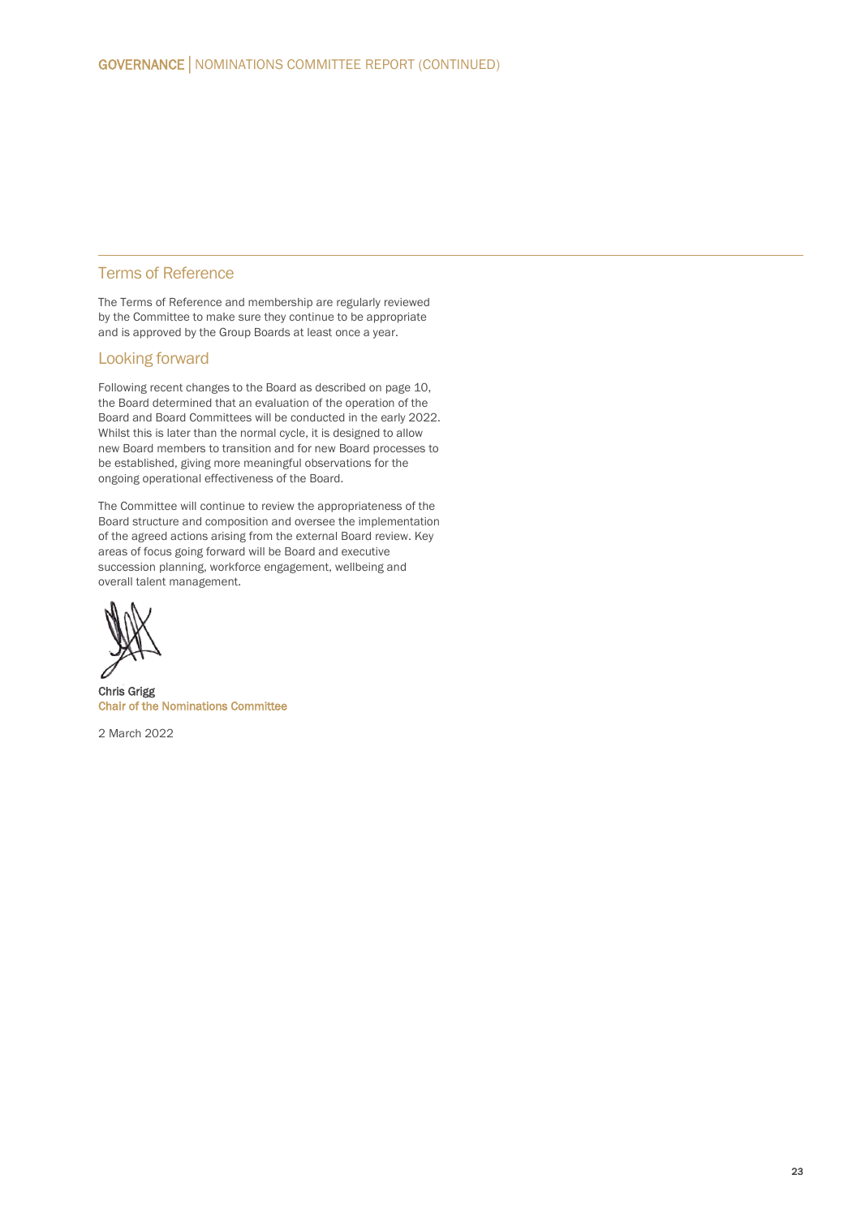## Terms of Reference

The Terms of Reference and membership are regularly reviewed by the Committee to make sure they continue to be appropriate and is approved by the Group Boards at least once a year.

## Looking forward

Following recent changes to the Board as described on page 10, the Board determined that an evaluation of the operation of the Board and Board Committees will be conducted in the early 2022. Whilst this is later than the normal cycle, it is designed to allow new Board members to transition and for new Board processes to be established, giving more meaningful observations for the ongoing operational effectiveness of the Board.

The Committee will continue to review the appropriateness of the Board structure and composition and oversee the implementation of the agreed actions arising from the external Board review. Key areas of focus going forward will be Board and executive succession planning, workforce engagement, wellbeing and overall talent management.

**Chris Grigg**
**Chair of the Nominations Committee**

2 March 2022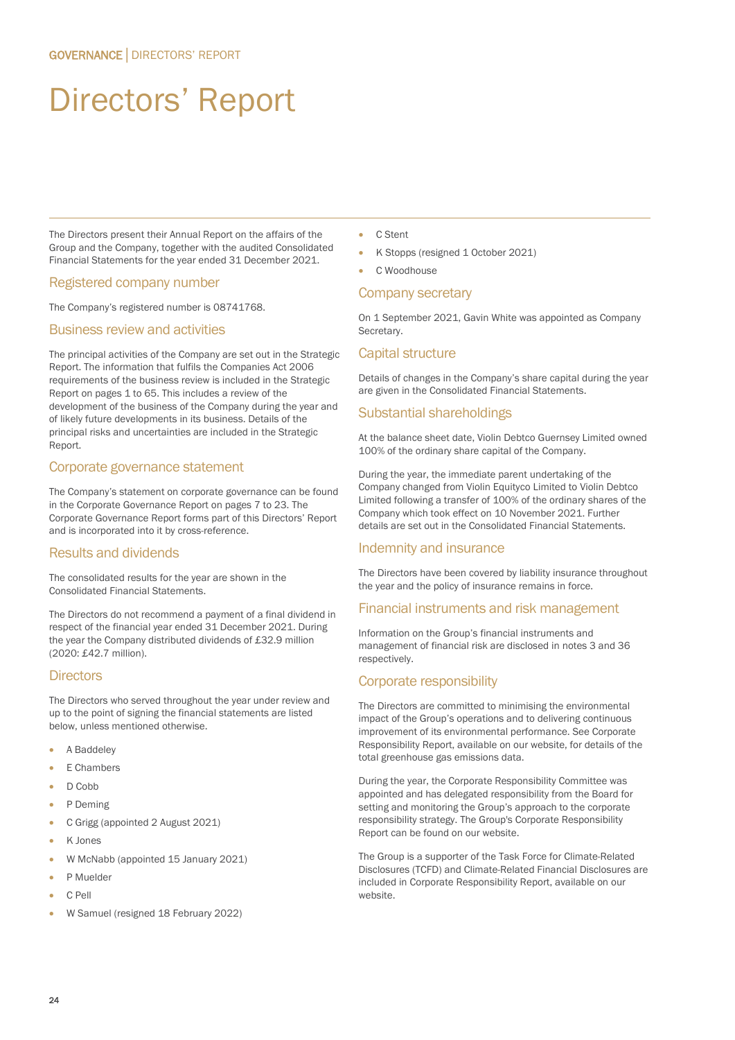# Directors' Report

The Directors present their Annual Report on the affairs of the Group and the Company, together with the audited Consolidated Financial Statements for the year ended 31 December 2021.

## Registered company number

The Company's registered number is 08741768.

## Business review and activities

The principal activities of the Company are set out in the Strategic Report. The information that fulfils the Companies Act 2006 requirements of the business review is included in the Strategic Report on pages 1 to 65. This includes a review of the development of the business of the Company during the year and of likely future developments in its business. Details of the principal risks and uncertainties are included in the Strategic Report.

## Corporate governance statement

The Company's statement on corporate governance can be found in the Corporate Governance Report on pages 7 to 23. The Corporate Governance Report forms part of this Directors' Report and is incorporated into it by cross-reference.

## Results and dividends

The consolidated results for the year are shown in the Consolidated Financial Statements.

The Directors do not recommend a payment of a final dividend in respect of the financial year ended 31 December 2021. During the year the Company distributed dividends of £32.9 million (2020: £42.7 million).

## Directors

The Directors who served throughout the year under review and up to the point of signing the financial statements are listed below, unless mentioned otherwise.

- A Baddeley
- E Chambers
- D Cobb
- P Deming
- C Grigg (appointed 2 August 2021)
- K Jones
- W McNabb (appointed 15 January 2021)
- P Muelder
- C Pell
- W Samuel (resigned 18 February 2022)
- C Stent
- K Stopps (resigned 1 October 2021)
- C Woodhouse

## Company secretary

On 1 September 2021, Gavin White was appointed as Company Secretary.

## Capital structure

Details of changes in the Company's share capital during the year are given in the Consolidated Financial Statements.

## Substantial shareholdings

At the balance sheet date, Violin Debtco Guernsey Limited owned 100% of the ordinary share capital of the Company.

During the year, the immediate parent undertaking of the Company changed from Violin Equityco Limited to Violin Debtco Limited following a transfer of 100% of the ordinary shares of the Company which took effect on 10 November 2021. Further details are set out in the Consolidated Financial Statements.

## Indemnity and insurance

The Directors have been covered by liability insurance throughout the year and the policy of insurance remains in force.

## Financial instruments and risk management

Information on the Group's financial instruments and management of financial risk are disclosed in notes 3 and 36 respectively.

## Corporate responsibility

The Directors are committed to minimising the environmental impact of the Group's operations and to delivering continuous improvement of its environmental performance. See Corporate Responsibility Report, available on our website, for details of the total greenhouse gas emissions data.

During the year, the Corporate Responsibility Committee was appointed and has delegated responsibility from the Board for setting and monitoring the Group's approach to the corporate responsibility strategy. The Group's Corporate Responsibility Report can be found on our website.

The Group is a supporter of the Task Force for Climate-Related Disclosures (TCFD) and Climate-Related Financial Disclosures are included in Corporate Responsibility Report, available on our website.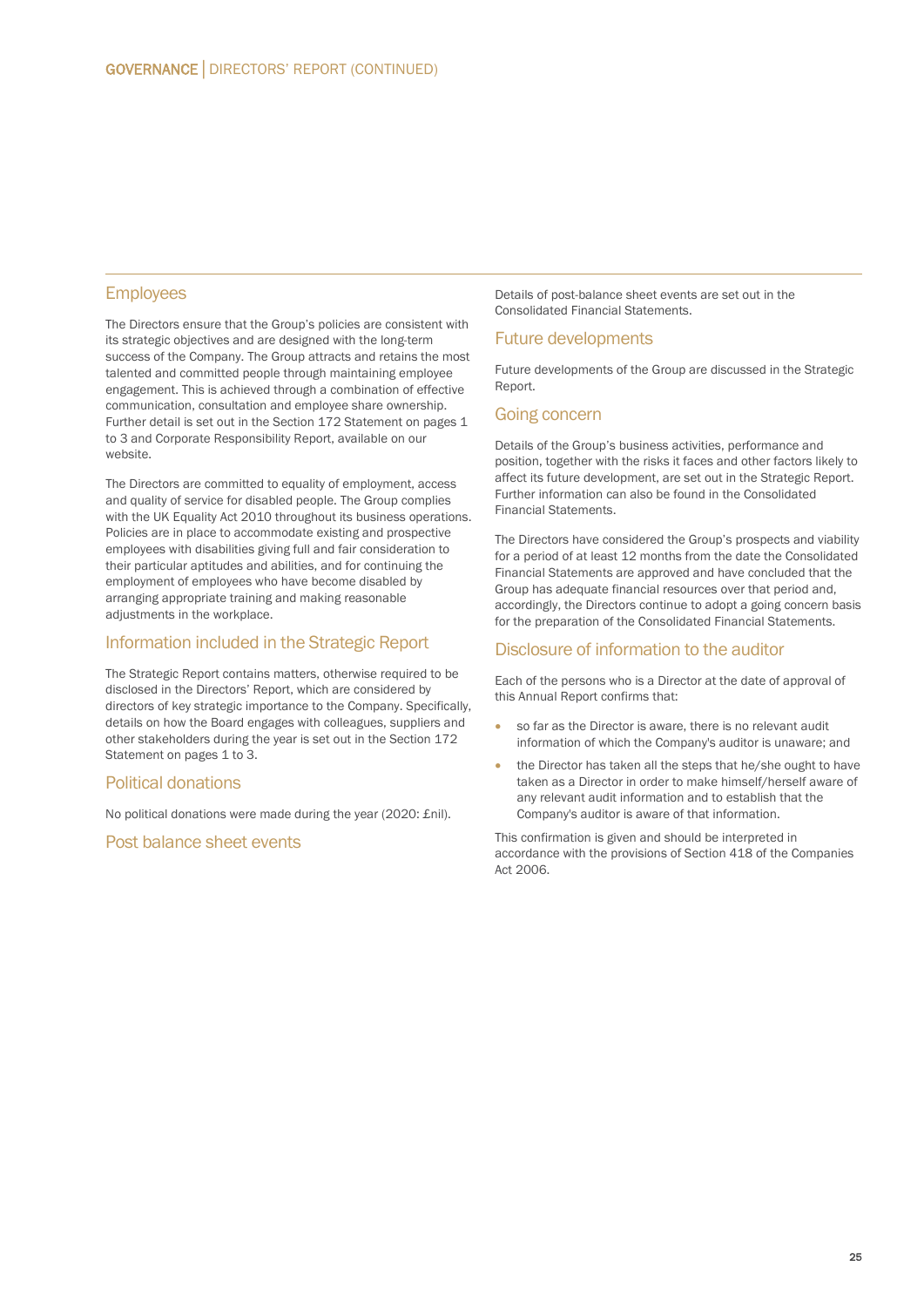## Employees

The Directors ensure that the Group's policies are consistent with its strategic objectives and are designed with the long-term success of the Company. The Group attracts and retains the most talented and committed people through maintaining employee engagement. This is achieved through a combination of effective communication, consultation and employee share ownership. Further detail is set out in the Section 172 Statement on pages 1 to 3 and Corporate Responsibility Report, available on our website.

The Directors are committed to equality of employment, access and quality of service for disabled people. The Group complies with the UK Equality Act 2010 throughout its business operations. Policies are in place to accommodate existing and prospective employees with disabilities giving full and fair consideration to their particular aptitudes and abilities, and for continuing the employment of employees who have become disabled by arranging appropriate training and making reasonable adjustments in the workplace.

## Information included in the Strategic Report

The Strategic Report contains matters, otherwise required to be disclosed in the Directors' Report, which are considered by directors of key strategic importance to the Company. Specifically, details on how the Board engages with colleagues, suppliers and other stakeholders during the year is set out in the Section 172 Statement on pages 1 to 3.

## Political donations

No political donations were made during the year (2020: £nil).

## Post balance sheet events

Details of post-balance sheet events are set out in the Consolidated Financial Statements.

## Future developments

Future developments of the Group are discussed in the Strategic Report.

## Going concern

Details of the Group's business activities, performance and position, together with the risks it faces and other factors likely to affect its future development, are set out in the Strategic Report. Further information can also be found in the Consolidated Financial Statements.

The Directors have considered the Group's prospects and viability for a period of at least 12 months from the date the Consolidated Financial Statements are approved and have concluded that the Group has adequate financial resources over that period and, accordingly, the Directors continue to adopt a going concern basis for the preparation of the Consolidated Financial Statements.

## Disclosure of information to the auditor

Each of the persons who is a Director at the date of approval of this Annual Report confirms that:

- so far as the Director is aware, there is no relevant audit information of which the Company's auditor is unaware; and
- the Director has taken all the steps that he/she ought to have taken as a Director in order to make himself/herself aware of any relevant audit information and to establish that the Company's auditor is aware of that information.

This confirmation is given and should be interpreted in accordance with the provisions of Section 418 of the Companies Act 2006.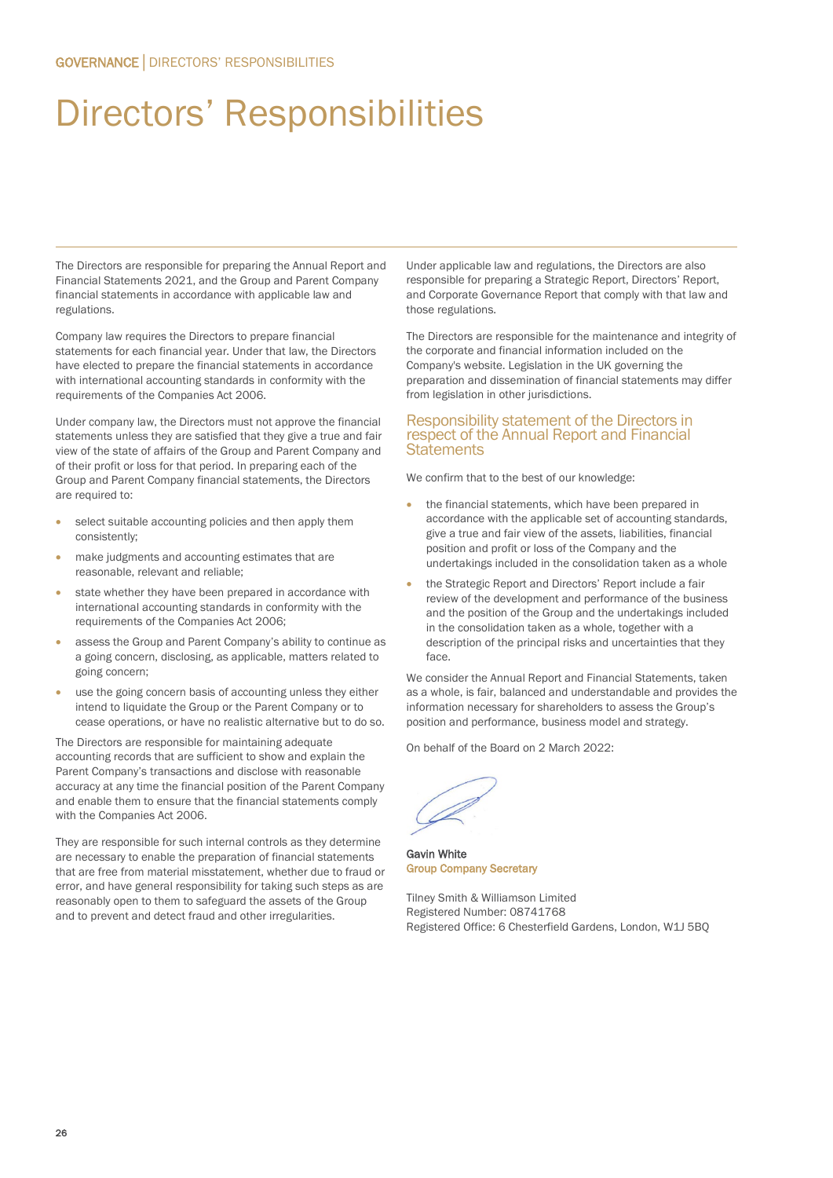# Directors' Responsibilities

The Directors are responsible for preparing the Annual Report and Financial Statements 2021, and the Group and Parent Company financial statements in accordance with applicable law and regulations.

Company law requires the Directors to prepare financial statements for each financial year. Under that law, the Directors have elected to prepare the financial statements in accordance with international accounting standards in conformity with the requirements of the Companies Act 2006.

Under company law, the Directors must not approve the financial statements unless they are satisfied that they give a true and fair view of the state of affairs of the Group and Parent Company and of their profit or loss for that period. In preparing each of the Group and Parent Company financial statements, the Directors are required to:

- select suitable accounting policies and then apply them consistently;
- make judgments and accounting estimates that are reasonable, relevant and reliable;
- state whether they have been prepared in accordance with international accounting standards in conformity with the requirements of the Companies Act 2006;
- assess the Group and Parent Company's ability to continue as a going concern, disclosing, as applicable, matters related to going concern;
- use the going concern basis of accounting unless they either intend to liquidate the Group or the Parent Company or to cease operations, or have no realistic alternative but to do so.

The Directors are responsible for maintaining adequate accounting records that are sufficient to show and explain the Parent Company's transactions and disclose with reasonable accuracy at any time the financial position of the Parent Company and enable them to ensure that the financial statements comply with the Companies Act 2006.

They are responsible for such internal controls as they determine are necessary to enable the preparation of financial statements that are free from material misstatement, whether due to fraud or error, and have general responsibility for taking such steps as are reasonably open to them to safeguard the assets of the Group and to prevent and detect fraud and other irregularities.

Under applicable law and regulations, the Directors are also responsible for preparing a Strategic Report, Directors' Report, and Corporate Governance Report that comply with that law and those regulations.

The Directors are responsible for the maintenance and integrity of the corporate and financial information included on the Company's website. Legislation in the UK governing the preparation and dissemination of financial statements may differ from legislation in other jurisdictions.

## Responsibility statement of the Directors in respect of the Annual Report and Financial Statements

We confirm that to the best of our knowledge:

- the financial statements, which have been prepared in accordance with the applicable set of accounting standards, give a true and fair view of the assets, liabilities, financial position and profit or loss of the Company and the undertakings included in the consolidation taken as a whole
- the Strategic Report and Directors' Report include a fair review of the development and performance of the business and the position of the Group and the undertakings included in the consolidation taken as a whole, together with a description of the principal risks and uncertainties that they face.

We consider the Annual Report and Financial Statements, taken as a whole, is fair, balanced and understandable and provides the information necessary for shareholders to assess the Group's position and performance, business model and strategy.

On behalf of the Board on 2 March 2022:

**Gavin White**
**Group Company Secretary**

Tilney Smith & Williamson Limited
Registered Number: 08741768
Registered Office: 6 Chesterfield Gardens, London, W1J 5BQ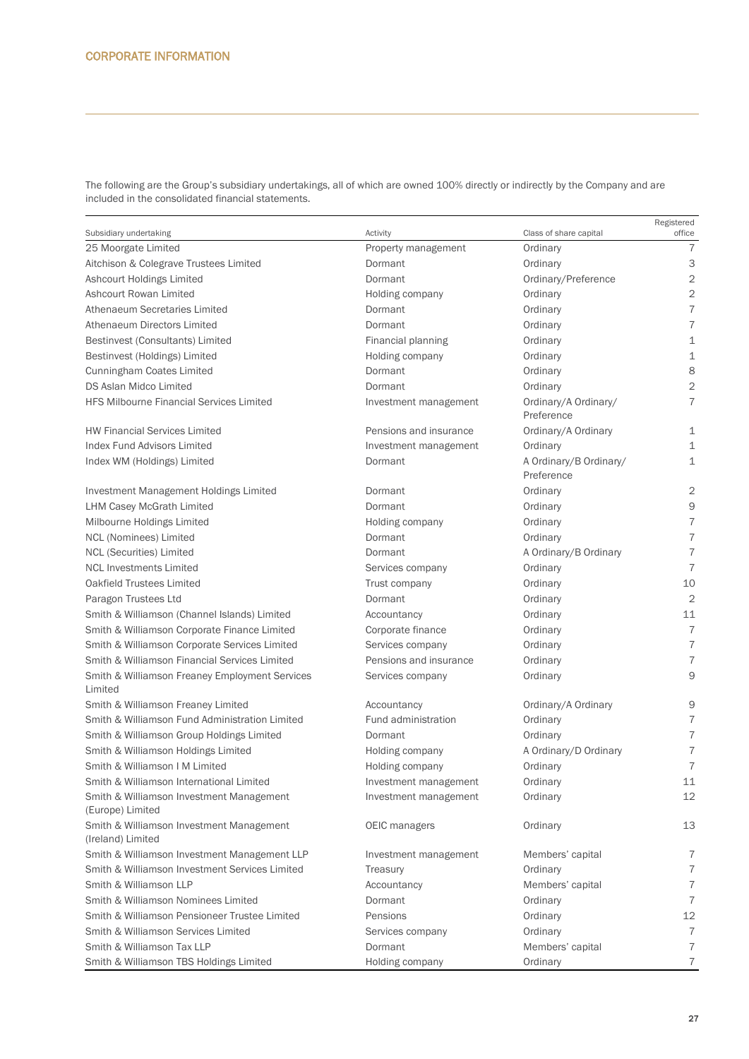## CORPORATE INFORMATION

The following are the Group's subsidiary undertakings, all of which are owned 100% directly or indirectly by the Company and are included in the consolidated financial statements.

| Subsidiary undertaking | Activity | Class of share capital | Registered office |
|---|---|---|---|
| 25 Moorgate Limited | Property management | Ordinary | 7 |
| Aitchison & Colegrave Trustees Limited | Dormant | Ordinary | 3 |
| Ashcourt Holdings Limited | Dormant | Ordinary/Preference | 2 |
| Ashcourt Rowan Limited | Holding company | Ordinary | 2 |
| Athenaeum Secretaries Limited | Dormant | Ordinary | 7 |
| Athenaeum Directors Limited | Dormant | Ordinary | 7 |
| Bestinvest (Consultants) Limited | Financial planning | Ordinary | 1 |
| Bestinvest (Holdings) Limited | Holding company | Ordinary | 1 |
| Cunningham Coates Limited | Dormant | Ordinary | 8 |
| DS Aslan Midco Limited | Dormant | Ordinary | 2 |
| HFS Milbourne Financial Services Limited | Investment management | Ordinary/A Ordinary/ Preference | 7 |
| HW Financial Services Limited | Pensions and insurance | Ordinary/A Ordinary | 1 |
| Index Fund Advisors Limited | Investment management | Ordinary | 1 |
| Index WM (Holdings) Limited | Dormant | A Ordinary/B Ordinary/ Preference | 1 |
| Investment Management Holdings Limited | Dormant | Ordinary | 2 |
| LHM Casey McGrath Limited | Dormant | Ordinary | 9 |
| Milbourne Holdings Limited | Holding company | Ordinary | 7 |
| NCL (Nominees) Limited | Dormant | Ordinary | 7 |
| NCL (Securities) Limited | Dormant | A Ordinary/B Ordinary | 7 |
| NCL Investments Limited | Services company | Ordinary | 7 |
| Oakfield Trustees Limited | Trust company | Ordinary | 10 |
| Paragon Trustees Ltd | Dormant | Ordinary | 2 |
| Smith & Williamson (Channel Islands) Limited | Accountancy | Ordinary | 11 |
| Smith & Williamson Corporate Finance Limited | Corporate finance | Ordinary | 7 |
| Smith & Williamson Corporate Services Limited | Services company | Ordinary | 7 |
| Smith & Williamson Financial Services Limited | Pensions and insurance | Ordinary | 7 |
| Smith & Williamson Freaney Employment Services Limited | Services company | Ordinary | 9 |
| Smith & Williamson Freaney Limited | Accountancy | Ordinary/A Ordinary | 9 |
| Smith & Williamson Fund Administration Limited | Fund administration | Ordinary | 7 |
| Smith & Williamson Group Holdings Limited | Dormant | Ordinary | 7 |
| Smith & Williamson Holdings Limited | Holding company | A Ordinary/D Ordinary | 7 |
| Smith & Williamson I M Limited | Holding company | Ordinary | 7 |
| Smith & Williamson International Limited | Investment management | Ordinary | 11 |
| Smith & Williamson Investment Management (Europe) Limited | Investment management | Ordinary | 12 |
| Smith & Williamson Investment Management (Ireland) Limited | OEIC managers | Ordinary | 13 |
| Smith & Williamson Investment Management LLP | Investment management | Members' capital | 7 |
| Smith & Williamson Investment Services Limited | Treasury | Ordinary | 7 |
| Smith & Williamson LLP | Accountancy | Members' capital | 7 |
| Smith & Williamson Nominees Limited | Dormant | Ordinary | 7 |
| Smith & Williamson Pensioneer Trustee Limited | Pensions | Ordinary | 12 |
| Smith & Williamson Services Limited | Services company | Ordinary | 7 |
| Smith & Williamson Tax LLP | Dormant | Members' capital | 7 |
| Smith & Williamson TBS Holdings Limited | Holding company | Ordinary | 7 |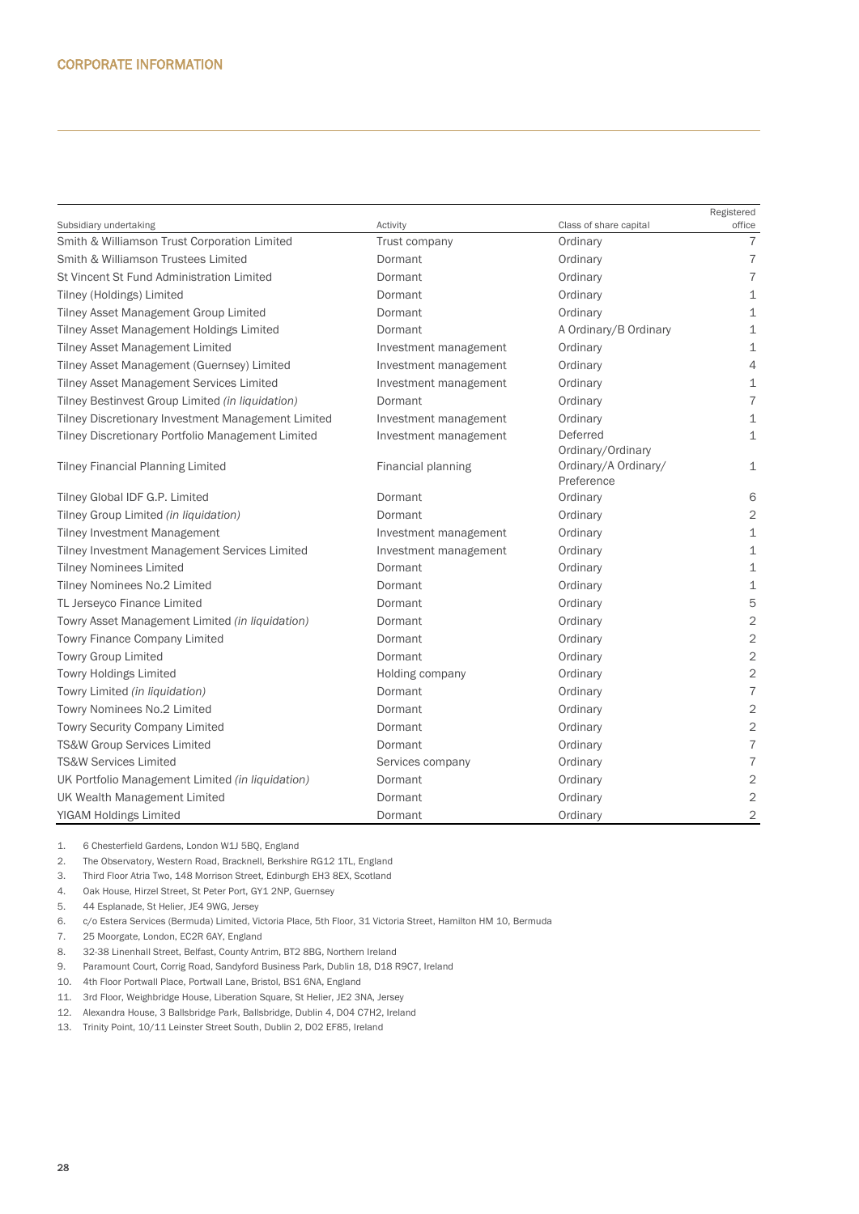## CORPORATE INFORMATION

| Subsidiary undertaking | Activity | Class of share capital | Registered office |
|---|---|---|---|
| Smith & Williamson Trust Corporation Limited | Trust company | Ordinary | 7 |
| Smith & Williamson Trustees Limited | Dormant | Ordinary | 7 |
| St Vincent St Fund Administration Limited | Dormant | Ordinary | 7 |
| Tilney (Holdings) Limited | Dormant | Ordinary | 1 |
| Tilney Asset Management Group Limited | Dormant | Ordinary | 1 |
| Tilney Asset Management Holdings Limited | Dormant | A Ordinary/B Ordinary | 1 |
| Tilney Asset Management Limited | Investment management | Ordinary | 1 |
| Tilney Asset Management (Guernsey) Limited | Investment management | Ordinary | 4 |
| Tilney Asset Management Services Limited | Investment management | Ordinary | 1 |
| Tilney Bestinvest Group Limited *(in liquidation)* | Dormant | Ordinary | 7 |
| Tilney Discretionary Investment Management Limited | Investment management | Ordinary | 1 |
| Tilney Discretionary Portfolio Management Limited | Investment management | Deferred Ordinary/Ordinary | 1 |
| Tilney Financial Planning Limited | Financial planning | Ordinary/A Ordinary/ Preference | 1 |
| Tilney Global IDF G.P. Limited | Dormant | Ordinary | 6 |
| Tilney Group Limited *(in liquidation)* | Dormant | Ordinary | 2 |
| Tilney Investment Management | Investment management | Ordinary | 1 |
| Tilney Investment Management Services Limited | Investment management | Ordinary | 1 |
| Tilney Nominees Limited | Dormant | Ordinary | 1 |
| Tilney Nominees No.2 Limited | Dormant | Ordinary | 1 |
| TL Jerseyco Finance Limited | Dormant | Ordinary | 5 |
| Towry Asset Management Limited *(in liquidation)* | Dormant | Ordinary | 2 |
| Towry Finance Company Limited | Dormant | Ordinary | 2 |
| Towry Group Limited | Dormant | Ordinary | 2 |
| Towry Holdings Limited | Holding company | Ordinary | 2 |
| Towry Limited *(in liquidation)* | Dormant | Ordinary | 7 |
| Towry Nominees No.2 Limited | Dormant | Ordinary | 2 |
| Towry Security Company Limited | Dormant | Ordinary | 2 |
| TS&W Group Services Limited | Dormant | Ordinary | 7 |
| TS&W Services Limited | Services company | Ordinary | 7 |
| UK Portfolio Management Limited *(in liquidation)* | Dormant | Ordinary | 2 |
| UK Wealth Management Limited | Dormant | Ordinary | 2 |
| YIGAM Holdings Limited | Dormant | Ordinary | 2 |

1. 6 Chesterfield Gardens, London W1J 5BQ, England
2. The Observatory, Western Road, Bracknell, Berkshire RG12 1TL, England
3. Third Floor Atria Two, 148 Morrison Street, Edinburgh EH3 8EX, Scotland
4. Oak House, Hirzel Street, St Peter Port, GY1 2NP, Guernsey
5. 44 Esplanade, St Helier, JE4 9WG, Jersey
6. c/o Estera Services (Bermuda) Limited, Victoria Place, 5th Floor, 31 Victoria Street, Hamilton HM 10, Bermuda
7. 25 Moorgate, London, EC2R 6AY, England
8. 32-38 Linenhall Street, Belfast, County Antrim, BT2 8BG, Northern Ireland
9. Paramount Court, Corrig Road, Sandyford Business Park, Dublin 18, D18 R9C7, Ireland
10. 4th Floor Portwall Place, Portwall Lane, Bristol, BS1 6NA, England
11. 3rd Floor, Weighbridge House, Liberation Square, St Helier, JE2 3NA, Jersey
12. Alexandra House, 3 Ballsbridge Park, Ballsbridge, Dublin 4, D04 C7H2, Ireland
13. Trinity Point, 10/11 Leinster Street South, Dublin 2, D02 EF85, Ireland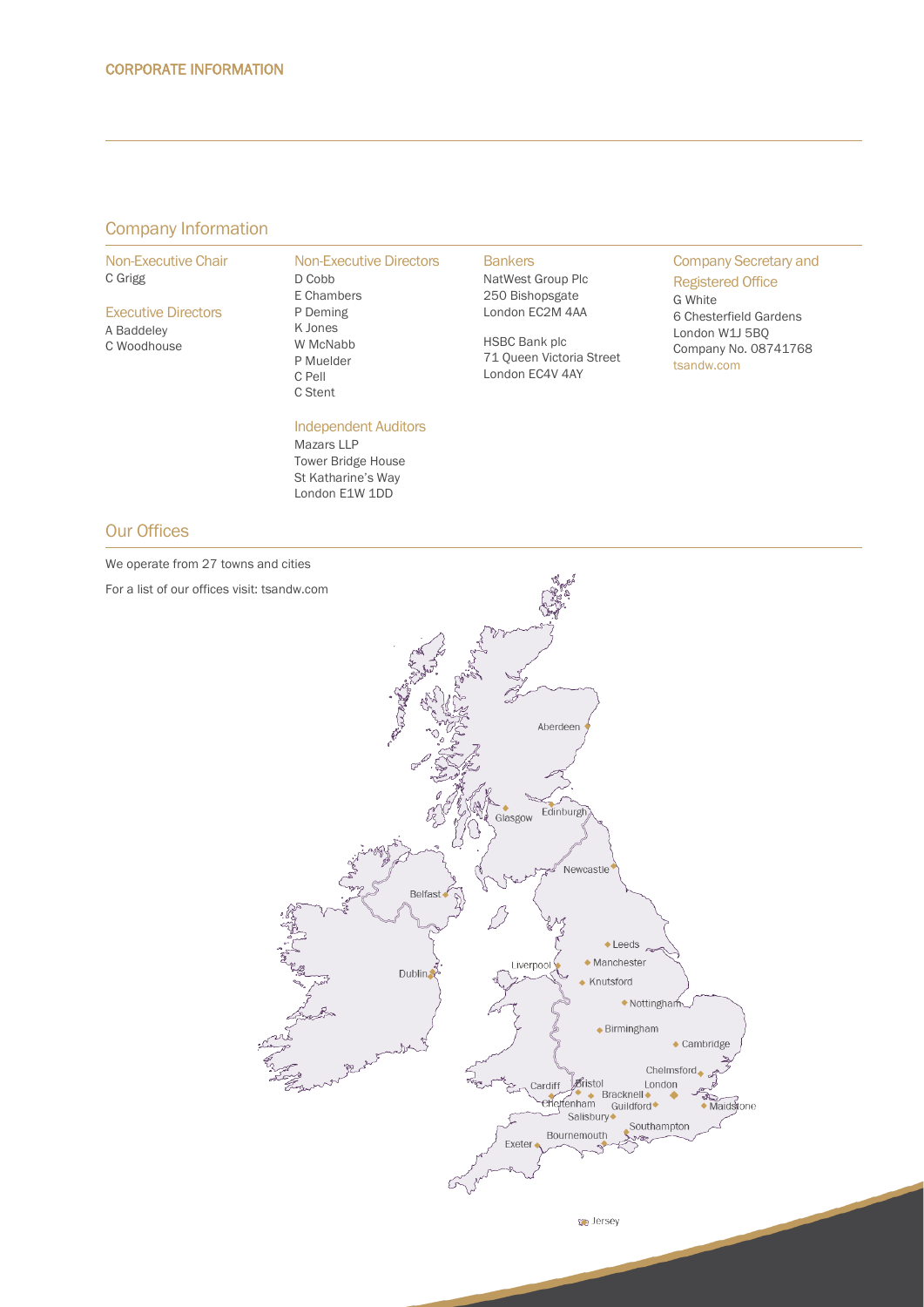# CORPORATE INFORMATION

## Company Information

**Non-Executive Chair**
C Grigg

**Executive Directors**
A Baddeley
C Woodhouse

**Non-Executive Directors**
D Cobb
E Chambers
P Deming
K Jones
W McNabb
P Muelder
C Pell
C Stent

**Independent Auditors**
Mazars LLP
Tower Bridge House
St Katharine's Way
London E1W 1DD

**Bankers**
NatWest Group Plc
250 Bishopsgate
London EC2M 4AA

HSBC Bank plc
71 Queen Victoria Street
London EC4V 4AY

**Company Secretary and Registered Office**
G White
6 Chesterfield Gardens
London W1J 5BQ
Company No. 08741768
tsandw.com

## Our Offices

We operate from 27 towns and cities

For a list of our offices visit: tsandw.com

Aberdeen
Glasgow
Edinburgh
Newcastle
Belfast
Leeds
Liverpool
Manchester
Dublin
Knutsford
Nottingham
Birmingham
Cambridge
Chelmsford
Cardiff
Bristol
London
Cheltenham
Bracknell
Guildford
Maidstone
Salisbury
Southampton
Bournemouth
Exeter
Jersey